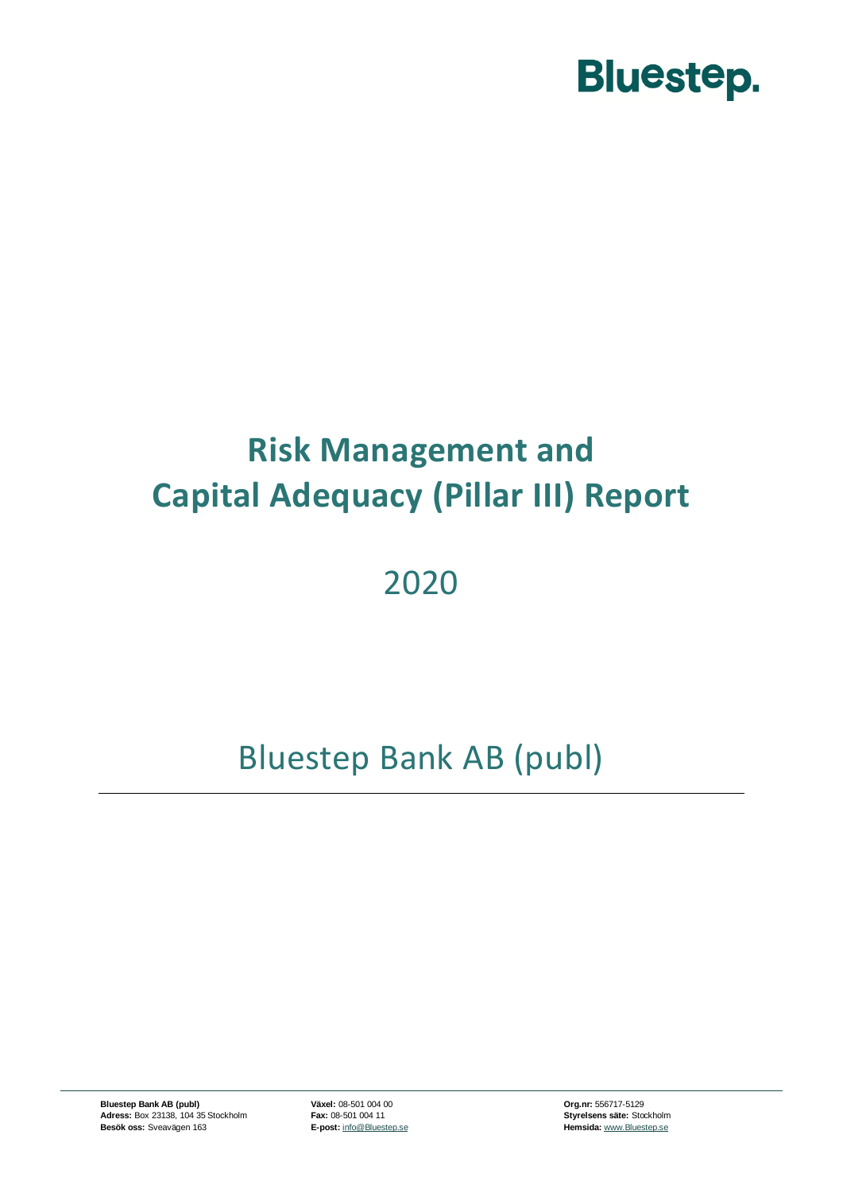Bluestep.

# Risk Management and Capital Adequacy (Pillar III) Report

## 2020

## Bluestep Bank AB (publ)

**Bluestep Bank AB (publ)**
**Adress:** Box 23138, 104 35 Stockholm
**Besök oss:** Sveavägen 163

**Växel:** 08-501 004 00
**Fax:** 08-501 004 11
**E-post:** info@Bluestep.se

**Org.nr:** 556717-5129
**Styrelsens säte:** Stockholm
**Hemsida:** www.Bluestep.se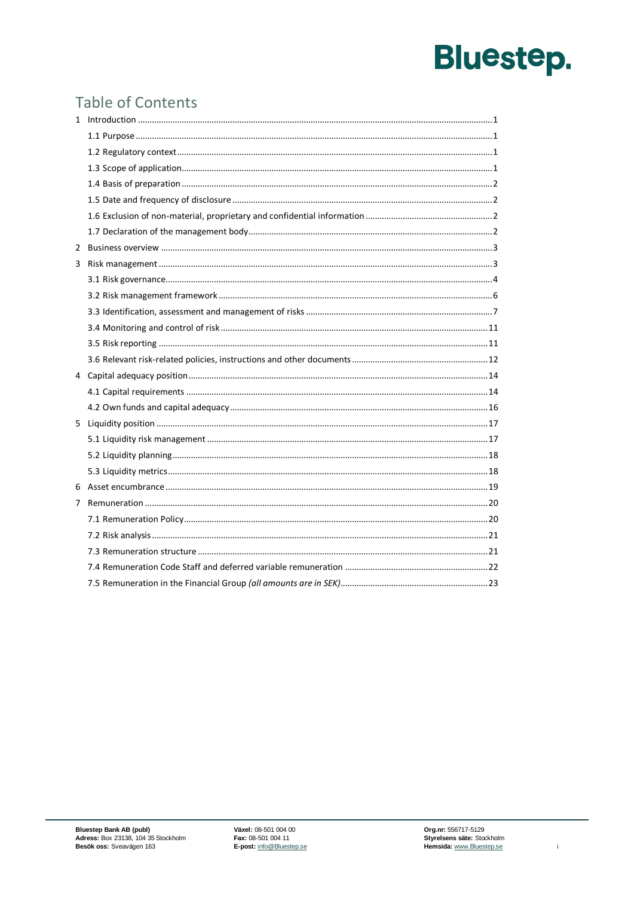## Table of Contents

1 Introduction ........ 1
- 1.1 Purpose ........ 1
- 1.2 Regulatory context ........ 1
- 1.3 Scope of application ........ 1
- 1.4 Basis of preparation ........ 2
- 1.5 Date and frequency of disclosure ........ 2
- 1.6 Exclusion of non-material, proprietary and confidential information ........ 2
- 1.7 Declaration of the management body ........ 2

2 Business overview ........ 3

3 Risk management ........ 3
- 3.1 Risk governance ........ 4
- 3.2 Risk management framework ........ 6
- 3.3 Identification, assessment and management of risks ........ 7
- 3.4 Monitoring and control of risk ........ 11
- 3.5 Risk reporting ........ 11
- 3.6 Relevant risk-related policies, instructions and other documents ........ 12

4 Capital adequacy position ........ 14
- 4.1 Capital requirements ........ 14
- 4.2 Own funds and capital adequacy ........ 16

5 Liquidity position ........ 17
- 5.1 Liquidity risk management ........ 17
- 5.2 Liquidity planning ........ 18
- 5.3 Liquidity metrics ........ 18

6 Asset encumbrance ........ 19

7 Remuneration ........ 20
- 7.1 Remuneration Policy ........ 20
- 7.2 Risk analysis ........ 21
- 7.3 Remuneration structure ........ 21
- 7.4 Remuneration Code Staff and deferred variable remuneration ........ 22
- 7.5 Remuneration in the Financial Group *(all amounts are in SEK)* ........ 23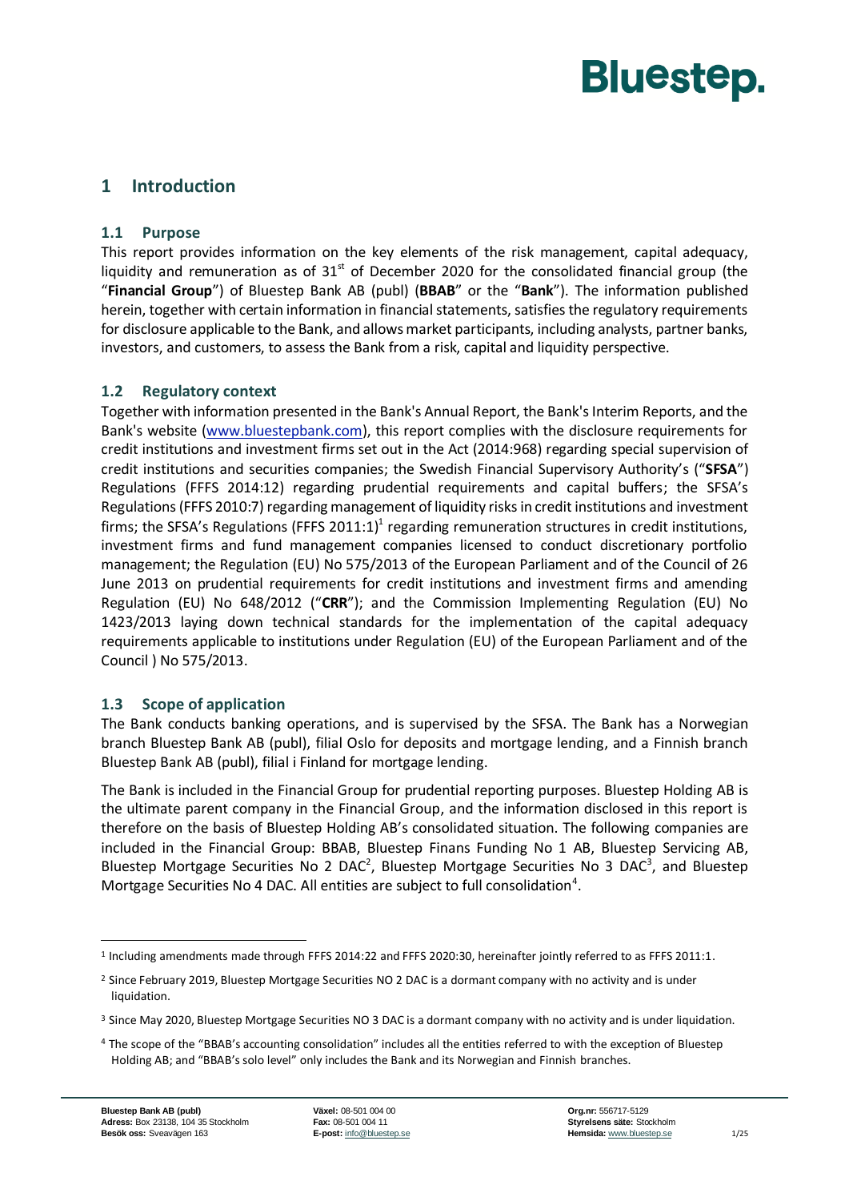# 1 Introduction

## 1.1 Purpose

This report provides information on the key elements of the risk management, capital adequacy, liquidity and remuneration as of 31st of December 2020 for the consolidated financial group (the "**Financial Group**") of Bluestep Bank AB (publ) (**BBAB**" or the "**Bank**"). The information published herein, together with certain information in financial statements, satisfies the regulatory requirements for disclosure applicable to the Bank, and allows market participants, including analysts, partner banks, investors, and customers, to assess the Bank from a risk, capital and liquidity perspective.

## 1.2 Regulatory context

Together with information presented in the Bank's Annual Report, the Bank's Interim Reports, and the Bank's website (www.bluestepbank.com), this report complies with the disclosure requirements for credit institutions and investment firms set out in the Act (2014:968) regarding special supervision of credit institutions and securities companies; the Swedish Financial Supervisory Authority's ("**SFSA**") Regulations (FFFS 2014:12) regarding prudential requirements and capital buffers; the SFSA's Regulations (FFFS 2010:7) regarding management of liquidity risks in credit institutions and investment firms; the SFSA's Regulations (FFFS 2011:1)[1] regarding remuneration structures in credit institutions, investment firms and fund management companies licensed to conduct discretionary portfolio management; the Regulation (EU) No 575/2013 of the European Parliament and of the Council of 26 June 2013 on prudential requirements for credit institutions and investment firms and amending Regulation (EU) No 648/2012 ("**CRR**"); and the Commission Implementing Regulation (EU) No 1423/2013 laying down technical standards for the implementation of the capital adequacy requirements applicable to institutions under Regulation (EU) of the European Parliament and of the Council ) No 575/2013.

## 1.3 Scope of application

The Bank conducts banking operations, and is supervised by the SFSA. The Bank has a Norwegian branch Bluestep Bank AB (publ), filial Oslo for deposits and mortgage lending, and a Finnish branch Bluestep Bank AB (publ), filial i Finland for mortgage lending.

The Bank is included in the Financial Group for prudential reporting purposes. Bluestep Holding AB is the ultimate parent company in the Financial Group, and the information disclosed in this report is therefore on the basis of Bluestep Holding AB's consolidated situation. The following companies are included in the Financial Group: BBAB, Bluestep Finans Funding No 1 AB, Bluestep Servicing AB, Bluestep Mortgage Securities No 2 DAC[2], Bluestep Mortgage Securities No 3 DAC[3], and Bluestep Mortgage Securities No 4 DAC. All entities are subject to full consolidation[4].

---

[1] Including amendments made through FFFS 2014:22 and FFFS 2020:30, hereinafter jointly referred to as FFFS 2011:1.

[2] Since February 2019, Bluestep Mortgage Securities NO 2 DAC is a dormant company with no activity and is under liquidation.

[3] Since May 2020, Bluestep Mortgage Securities NO 3 DAC is a dormant company with no activity and is under liquidation.

[4] The scope of the "BBAB's accounting consolidation" includes all the entities referred to with the exception of Bluestep Holding AB; and "BBAB's solo level" only includes the Bank and its Norwegian and Finnish branches.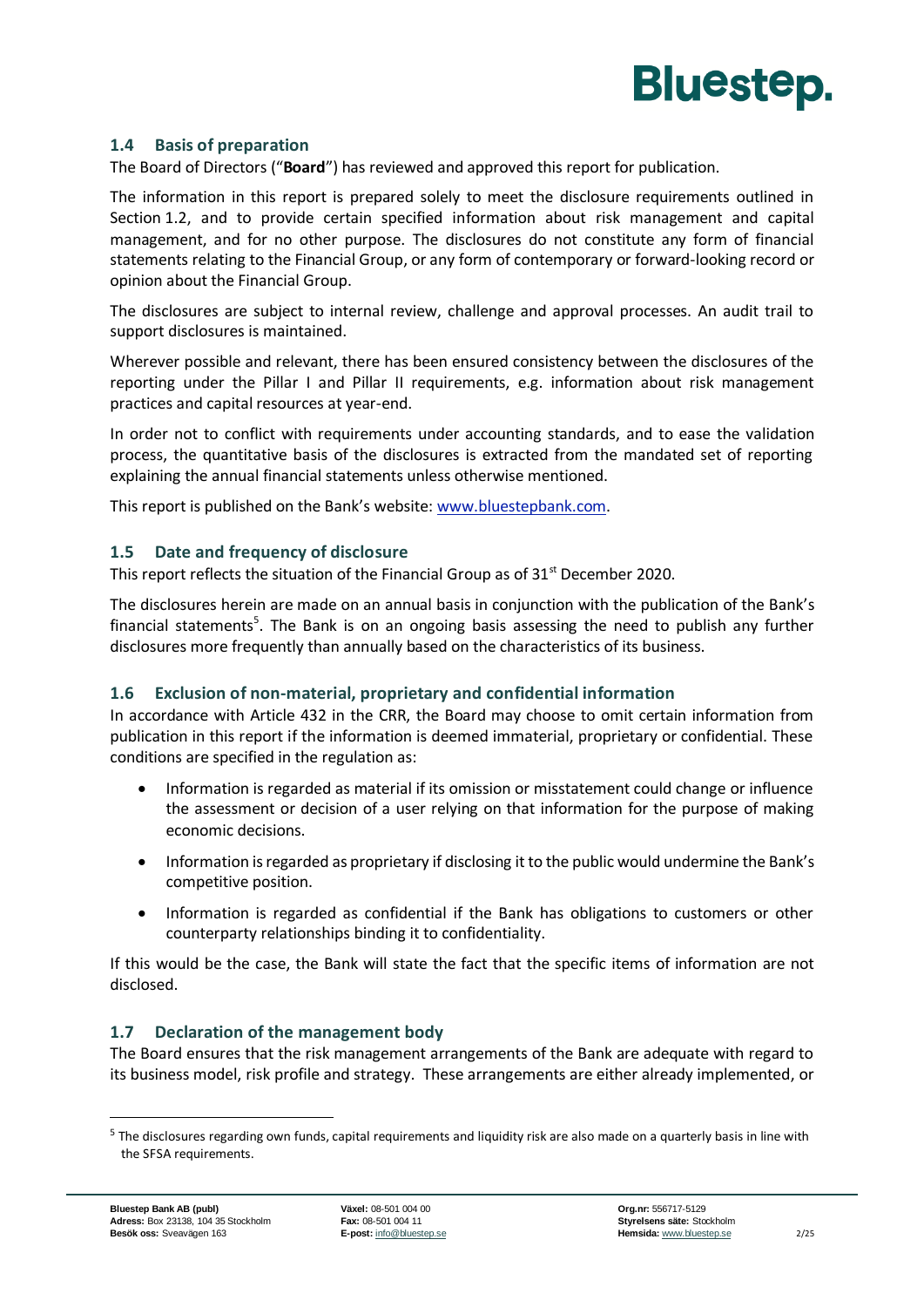## 1.4 Basis of preparation

The Board of Directors ("**Board**") has reviewed and approved this report for publication.

The information in this report is prepared solely to meet the disclosure requirements outlined in Section 1.2, and to provide certain specified information about risk management and capital management, and for no other purpose. The disclosures do not constitute any form of financial statements relating to the Financial Group, or any form of contemporary or forward-looking record or opinion about the Financial Group.

The disclosures are subject to internal review, challenge and approval processes. An audit trail to support disclosures is maintained.

Wherever possible and relevant, there has been ensured consistency between the disclosures of the reporting under the Pillar I and Pillar II requirements, e.g. information about risk management practices and capital resources at year-end.

In order not to conflict with requirements under accounting standards, and to ease the validation process, the quantitative basis of the disclosures is extracted from the mandated set of reporting explaining the annual financial statements unless otherwise mentioned.

This report is published on the Bank's website: www.bluestepbank.com.

## 1.5 Date and frequency of disclosure

This report reflects the situation of the Financial Group as of 31st December 2020.

The disclosures herein are made on an annual basis in conjunction with the publication of the Bank's financial statements[5]. The Bank is on an ongoing basis assessing the need to publish any further disclosures more frequently than annually based on the characteristics of its business.

## 1.6 Exclusion of non-material, proprietary and confidential information

In accordance with Article 432 in the CRR, the Board may choose to omit certain information from publication in this report if the information is deemed immaterial, proprietary or confidential. These conditions are specified in the regulation as:

- Information is regarded as material if its omission or misstatement could change or influence the assessment or decision of a user relying on that information for the purpose of making economic decisions.
- Information is regarded as proprietary if disclosing it to the public would undermine the Bank's competitive position.
- Information is regarded as confidential if the Bank has obligations to customers or other counterparty relationships binding it to confidentiality.

If this would be the case, the Bank will state the fact that the specific items of information are not disclosed.

## 1.7 Declaration of the management body

The Board ensures that the risk management arrangements of the Bank are adequate with regard to its business model, risk profile and strategy. These arrangements are either already implemented, or

[5] The disclosures regarding own funds, capital requirements and liquidity risk are also made on a quarterly basis in line with the SFSA requirements.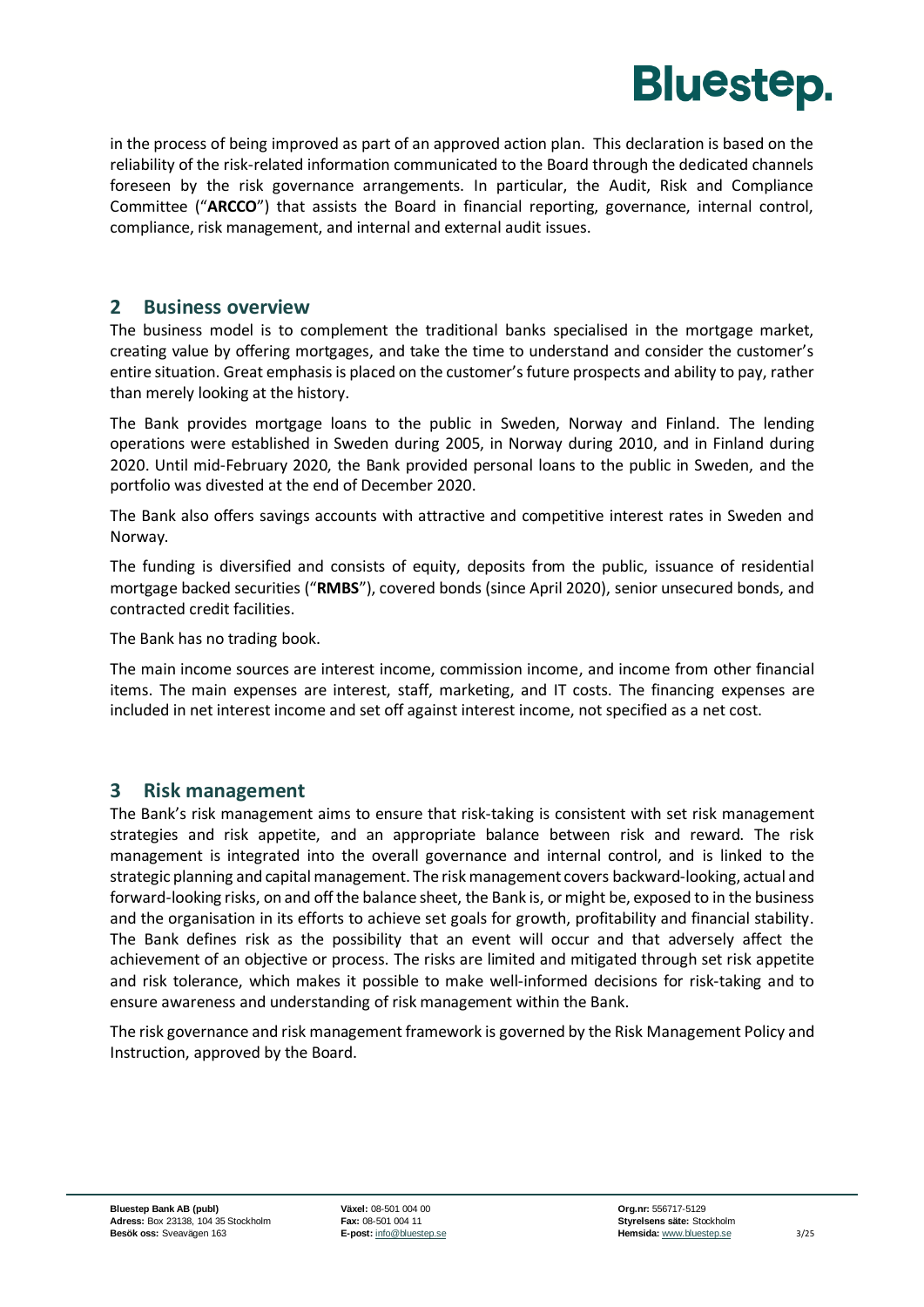in the process of being improved as part of an approved action plan. This declaration is based on the reliability of the risk-related information communicated to the Board through the dedicated channels foreseen by the risk governance arrangements. In particular, the Audit, Risk and Compliance Committee ("**ARCCO**") that assists the Board in financial reporting, governance, internal control, compliance, risk management, and internal and external audit issues.

## 2 Business overview

The business model is to complement the traditional banks specialised in the mortgage market, creating value by offering mortgages, and take the time to understand and consider the customer's entire situation. Great emphasis is placed on the customer's future prospects and ability to pay, rather than merely looking at the history.

The Bank provides mortgage loans to the public in Sweden, Norway and Finland. The lending operations were established in Sweden during 2005, in Norway during 2010, and in Finland during 2020. Until mid-February 2020, the Bank provided personal loans to the public in Sweden, and the portfolio was divested at the end of December 2020.

The Bank also offers savings accounts with attractive and competitive interest rates in Sweden and Norway.

The funding is diversified and consists of equity, deposits from the public, issuance of residential mortgage backed securities ("**RMBS**"), covered bonds (since April 2020), senior unsecured bonds, and contracted credit facilities.

The Bank has no trading book.

The main income sources are interest income, commission income, and income from other financial items. The main expenses are interest, staff, marketing, and IT costs. The financing expenses are included in net interest income and set off against interest income, not specified as a net cost.

## 3 Risk management

The Bank's risk management aims to ensure that risk-taking is consistent with set risk management strategies and risk appetite, and an appropriate balance between risk and reward. The risk management is integrated into the overall governance and internal control, and is linked to the strategic planning and capital management. The risk management covers backward-looking, actual and forward-looking risks, on and off the balance sheet, the Bank is, or might be, exposed to in the business and the organisation in its efforts to achieve set goals for growth, profitability and financial stability. The Bank defines risk as the possibility that an event will occur and that adversely affect the achievement of an objective or process. The risks are limited and mitigated through set risk appetite and risk tolerance, which makes it possible to make well-informed decisions for risk-taking and to ensure awareness and understanding of risk management within the Bank.

The risk governance and risk management framework is governed by the Risk Management Policy and Instruction, approved by the Board.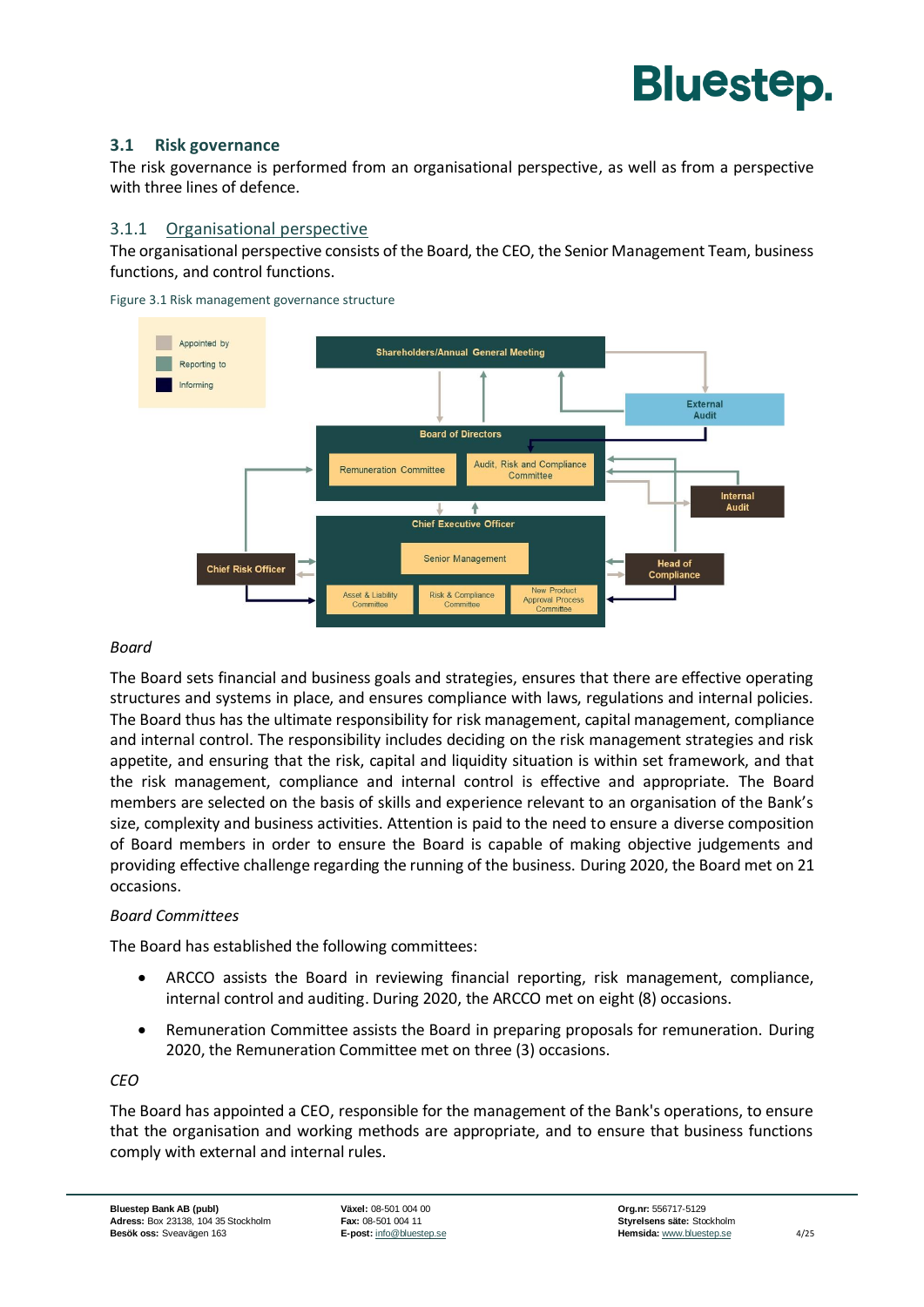### 3.1 Risk governance

The risk governance is performed from an organisational perspective, as well as from a perspective with three lines of defence.

#### 3.1.1 Organisational perspective

The organisational perspective consists of the Board, the CEO, the Senior Management Team, business functions, and control functions.

Figure 3.1 Risk management governance structure

*Board*

The Board sets financial and business goals and strategies, ensures that there are effective operating structures and systems in place, and ensures compliance with laws, regulations and internal policies. The Board thus has the ultimate responsibility for risk management, capital management, compliance and internal control. The responsibility includes deciding on the risk management strategies and risk appetite, and ensuring that the risk, capital and liquidity situation is within set framework, and that the risk management, compliance and internal control is effective and appropriate. The Board members are selected on the basis of skills and experience relevant to an organisation of the Bank's size, complexity and business activities. Attention is paid to the need to ensure a diverse composition of Board members in order to ensure the Board is capable of making objective judgements and providing effective challenge regarding the running of the business. During 2020, the Board met on 21 occasions.

*Board Committees*

The Board has established the following committees:

- ARCCO assists the Board in reviewing financial reporting, risk management, compliance, internal control and auditing. During 2020, the ARCCO met on eight (8) occasions.
- Remuneration Committee assists the Board in preparing proposals for remuneration. During 2020, the Remuneration Committee met on three (3) occasions.

*CEO*

The Board has appointed a CEO, responsible for the management of the Bank's operations, to ensure that the organisation and working methods are appropriate, and to ensure that business functions comply with external and internal rules.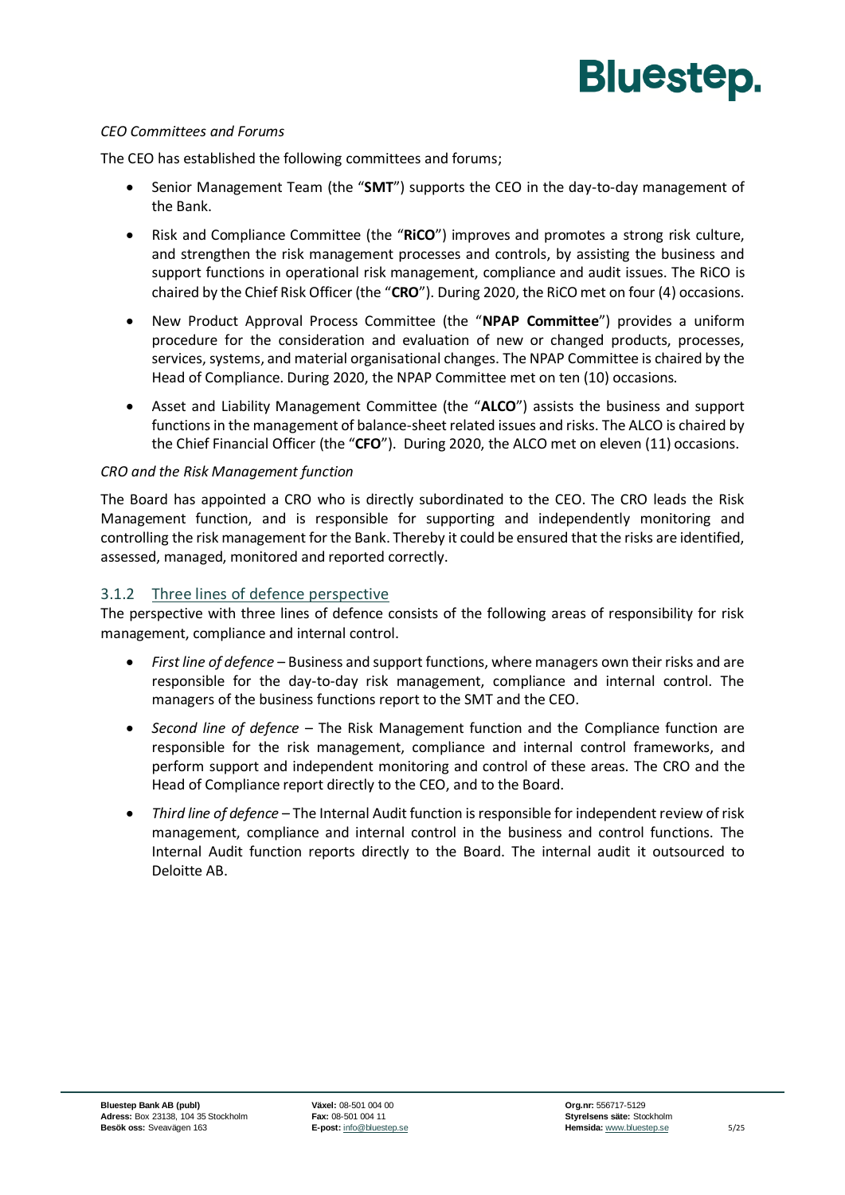*CEO Committees and Forums*

The CEO has established the following committees and forums;

- Senior Management Team (the "**SMT**") supports the CEO in the day-to-day management of the Bank.
- Risk and Compliance Committee (the "**RiCO**") improves and promotes a strong risk culture, and strengthen the risk management processes and controls, by assisting the business and support functions in operational risk management, compliance and audit issues. The RiCO is chaired by the Chief Risk Officer (the "**CRO**"). During 2020, the RiCO met on four (4) occasions.
- New Product Approval Process Committee (the "**NPAP Committee**") provides a uniform procedure for the consideration and evaluation of new or changed products, processes, services, systems, and material organisational changes. The NPAP Committee is chaired by the Head of Compliance. During 2020, the NPAP Committee met on ten (10) occasions.
- Asset and Liability Management Committee (the "**ALCO**") assists the business and support functions in the management of balance-sheet related issues and risks. The ALCO is chaired by the Chief Financial Officer (the "**CFO**"). During 2020, the ALCO met on eleven (11) occasions.

*CRO and the Risk Management function*

The Board has appointed a CRO who is directly subordinated to the CEO. The CRO leads the Risk Management function, and is responsible for supporting and independently monitoring and controlling the risk management for the Bank. Thereby it could be ensured that the risks are identified, assessed, managed, monitored and reported correctly.

### 3.1.2 Three lines of defence perspective

The perspective with three lines of defence consists of the following areas of responsibility for risk management, compliance and internal control.

- *First line of defence* – Business and support functions, where managers own their risks and are responsible for the day-to-day risk management, compliance and internal control. The managers of the business functions report to the SMT and the CEO.
- *Second line of defence* – The Risk Management function and the Compliance function are responsible for the risk management, compliance and internal control frameworks, and perform support and independent monitoring and control of these areas. The CRO and the Head of Compliance report directly to the CEO, and to the Board.
- *Third line of defence* – The Internal Audit function is responsible for independent review of risk management, compliance and internal control in the business and control functions. The Internal Audit function reports directly to the Board. The internal audit it outsourced to Deloitte AB.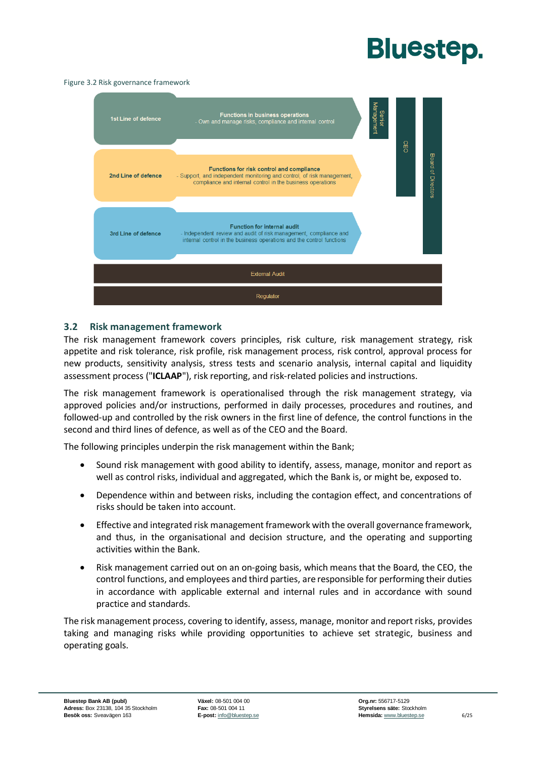Figure 3.2 Risk governance framework

| | | |
|---|---|---|
| 1st Line of defence | **Functions in business operations** - Own and manage risks, compliance and internal control | Senior Management / CEO / Board of Directors |
| 2nd Line of defence | **Functions for risk control and compliance** - Support, and independent monitoring and control, of risk management, compliance and internal control in the business operations | CEO / Board of Directors |
| 3rd Line of defence | **Function for internal audit** - Independent review and audit of risk management, compliance and internal control in the business operations and the control functions | Board of Directors |
| External Audit | | |
| Regulator | | |

## 3.2 Risk management framework

The risk management framework covers principles, risk culture, risk management strategy, risk appetite and risk tolerance, risk profile, risk management process, risk control, approval process for new products, sensitivity analysis, stress tests and scenario analysis, internal capital and liquidity assessment process ("**ICLAAP**"), risk reporting, and risk-related policies and instructions.

The risk management framework is operationalised through the risk management strategy, via approved policies and/or instructions, performed in daily processes, procedures and routines, and followed-up and controlled by the risk owners in the first line of defence, the control functions in the second and third lines of defence, as well as of the CEO and the Board.

The following principles underpin the risk management within the Bank;

- Sound risk management with good ability to identify, assess, manage, monitor and report as well as control risks, individual and aggregated, which the Bank is, or might be, exposed to.
- Dependence within and between risks, including the contagion effect, and concentrations of risks should be taken into account.
- Effective and integrated risk management framework with the overall governance framework, and thus, in the organisational and decision structure, and the operating and supporting activities within the Bank.
- Risk management carried out on an on-going basis, which means that the Board, the CEO, the control functions, and employees and third parties, are responsible for performing their duties in accordance with applicable external and internal rules and in accordance with sound practice and standards.

The risk management process, covering to identify, assess, manage, monitor and report risks, provides taking and managing risks while providing opportunities to achieve set strategic, business and operating goals.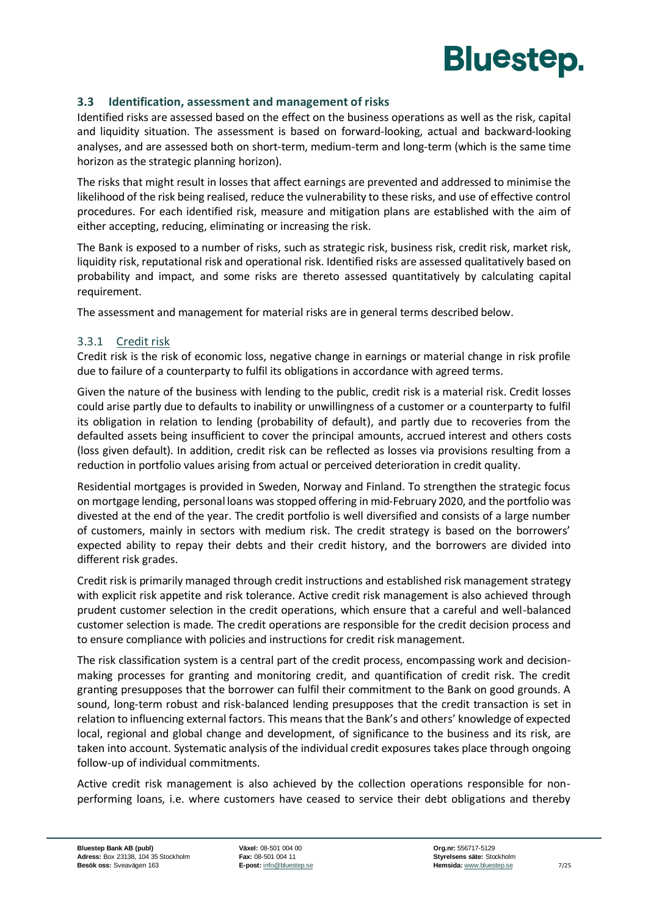## 3.3 Identification, assessment and management of risks

Identified risks are assessed based on the effect on the business operations as well as the risk, capital and liquidity situation. The assessment is based on forward-looking, actual and backward-looking analyses, and are assessed both on short-term, medium-term and long-term (which is the same time horizon as the strategic planning horizon).

The risks that might result in losses that affect earnings are prevented and addressed to minimise the likelihood of the risk being realised, reduce the vulnerability to these risks, and use of effective control procedures. For each identified risk, measure and mitigation plans are established with the aim of either accepting, reducing, eliminating or increasing the risk.

The Bank is exposed to a number of risks, such as strategic risk, business risk, credit risk, market risk, liquidity risk, reputational risk and operational risk. Identified risks are assessed qualitatively based on probability and impact, and some risks are thereto assessed quantitatively by calculating capital requirement.

The assessment and management for material risks are in general terms described below.

### 3.3.1 Credit risk

Credit risk is the risk of economic loss, negative change in earnings or material change in risk profile due to failure of a counterparty to fulfil its obligations in accordance with agreed terms.

Given the nature of the business with lending to the public, credit risk is a material risk. Credit losses could arise partly due to defaults to inability or unwillingness of a customer or a counterparty to fulfil its obligation in relation to lending (probability of default), and partly due to recoveries from the defaulted assets being insufficient to cover the principal amounts, accrued interest and others costs (loss given default). In addition, credit risk can be reflected as losses via provisions resulting from a reduction in portfolio values arising from actual or perceived deterioration in credit quality.

Residential mortgages is provided in Sweden, Norway and Finland. To strengthen the strategic focus on mortgage lending, personal loans was stopped offering in mid-February 2020, and the portfolio was divested at the end of the year. The credit portfolio is well diversified and consists of a large number of customers, mainly in sectors with medium risk. The credit strategy is based on the borrowers' expected ability to repay their debts and their credit history, and the borrowers are divided into different risk grades.

Credit risk is primarily managed through credit instructions and established risk management strategy with explicit risk appetite and risk tolerance. Active credit risk management is also achieved through prudent customer selection in the credit operations, which ensure that a careful and well-balanced customer selection is made. The credit operations are responsible for the credit decision process and to ensure compliance with policies and instructions for credit risk management.

The risk classification system is a central part of the credit process, encompassing work and decision-making processes for granting and monitoring credit, and quantification of credit risk. The credit granting presupposes that the borrower can fulfil their commitment to the Bank on good grounds. A sound, long-term robust and risk-balanced lending presupposes that the credit transaction is set in relation to influencing external factors. This means that the Bank's and others' knowledge of expected local, regional and global change and development, of significance to the business and its risk, are taken into account. Systematic analysis of the individual credit exposures takes place through ongoing follow-up of individual commitments.

Active credit risk management is also achieved by the collection operations responsible for non-performing loans, i.e. where customers have ceased to service their debt obligations and thereby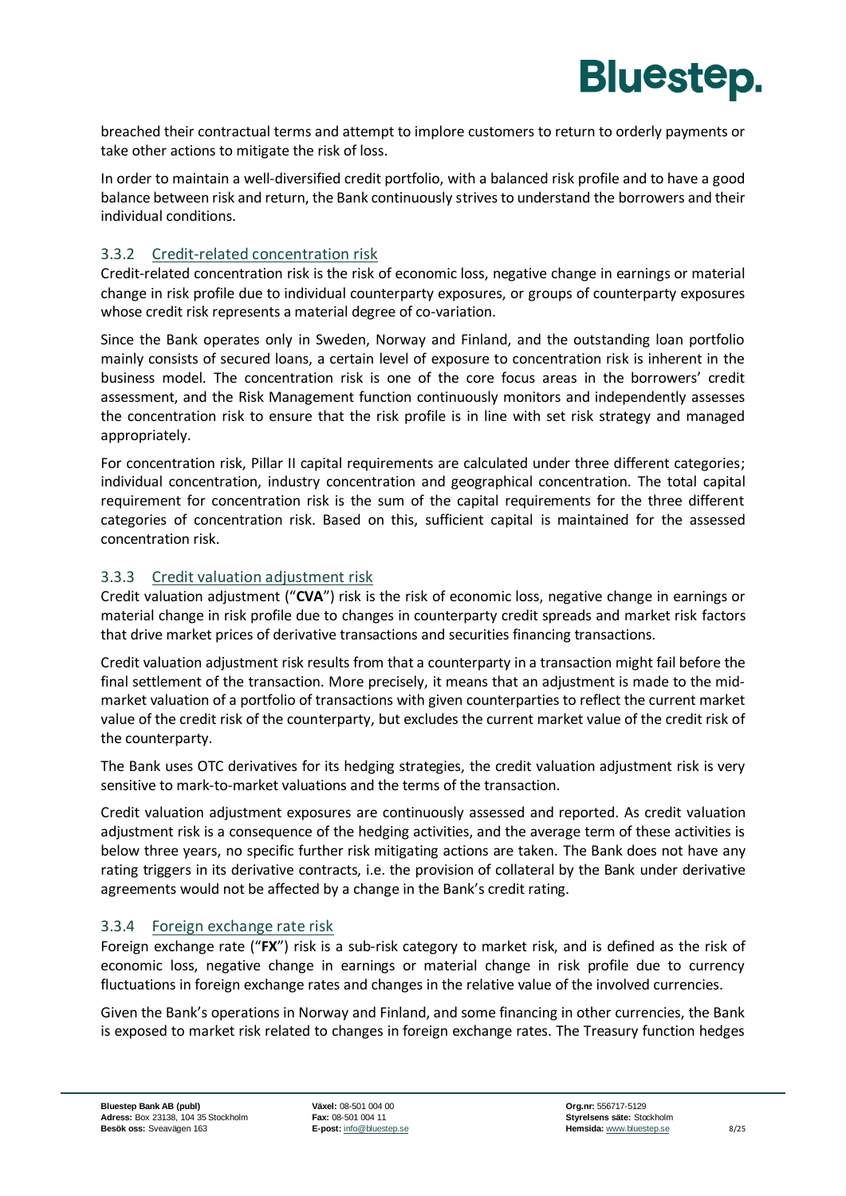breached their contractual terms and attempt to implore customers to return to orderly payments or take other actions to mitigate the risk of loss.

In order to maintain a well-diversified credit portfolio, with a balanced risk profile and to have a good balance between risk and return, the Bank continuously strives to understand the borrowers and their individual conditions.

### 3.3.2 Credit-related concentration risk

Credit-related concentration risk is the risk of economic loss, negative change in earnings or material change in risk profile due to individual counterparty exposures, or groups of counterparty exposures whose credit risk represents a material degree of co-variation.

Since the Bank operates only in Sweden, Norway and Finland, and the outstanding loan portfolio mainly consists of secured loans, a certain level of exposure to concentration risk is inherent in the business model. The concentration risk is one of the core focus areas in the borrowers' credit assessment, and the Risk Management function continuously monitors and independently assesses the concentration risk to ensure that the risk profile is in line with set risk strategy and managed appropriately.

For concentration risk, Pillar II capital requirements are calculated under three different categories; individual concentration, industry concentration and geographical concentration. The total capital requirement for concentration risk is the sum of the capital requirements for the three different categories of concentration risk. Based on this, sufficient capital is maintained for the assessed concentration risk.

### 3.3.3 Credit valuation adjustment risk

Credit valuation adjustment ("**CVA**") risk is the risk of economic loss, negative change in earnings or material change in risk profile due to changes in counterparty credit spreads and market risk factors that drive market prices of derivative transactions and securities financing transactions.

Credit valuation adjustment risk results from that a counterparty in a transaction might fail before the final settlement of the transaction. More precisely, it means that an adjustment is made to the mid-market valuation of a portfolio of transactions with given counterparties to reflect the current market value of the credit risk of the counterparty, but excludes the current market value of the credit risk of the counterparty.

The Bank uses OTC derivatives for its hedging strategies, the credit valuation adjustment risk is very sensitive to mark-to-market valuations and the terms of the transaction.

Credit valuation adjustment exposures are continuously assessed and reported. As credit valuation adjustment risk is a consequence of the hedging activities, and the average term of these activities is below three years, no specific further risk mitigating actions are taken. The Bank does not have any rating triggers in its derivative contracts, i.e. the provision of collateral by the Bank under derivative agreements would not be affected by a change in the Bank's credit rating.

### 3.3.4 Foreign exchange rate risk

Foreign exchange rate ("**FX**") risk is a sub-risk category to market risk, and is defined as the risk of economic loss, negative change in earnings or material change in risk profile due to currency fluctuations in foreign exchange rates and changes in the relative value of the involved currencies.

Given the Bank's operations in Norway and Finland, and some financing in other currencies, the Bank is exposed to market risk related to changes in foreign exchange rates. The Treasury function hedges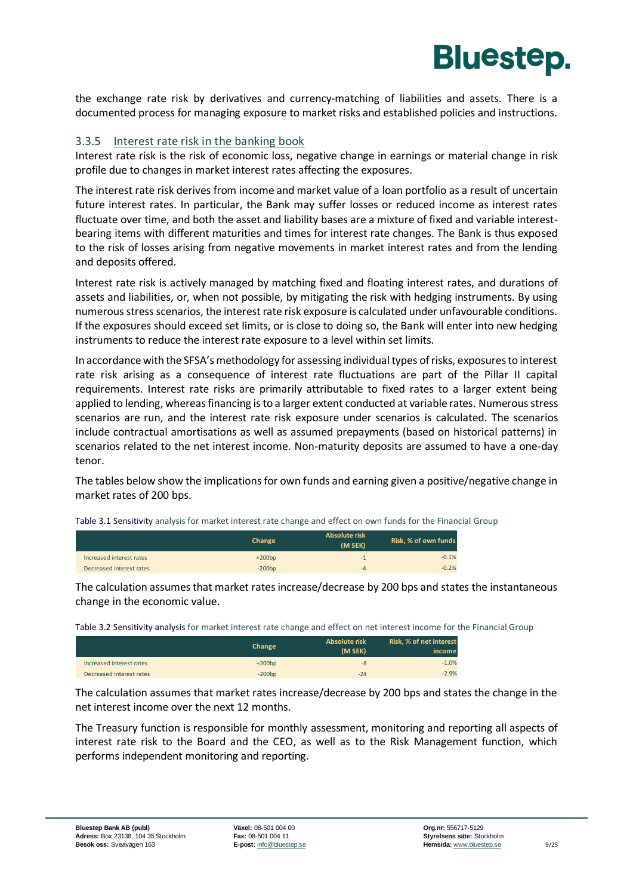the exchange rate risk by derivatives and currency-matching of liabilities and assets. There is a documented process for managing exposure to market risks and established policies and instructions.

### 3.3.5 Interest rate risk in the banking book

Interest rate risk is the risk of economic loss, negative change in earnings or material change in risk profile due to changes in market interest rates affecting the exposures.

The interest rate risk derives from income and market value of a loan portfolio as a result of uncertain future interest rates. In particular, the Bank may suffer losses or reduced income as interest rates fluctuate over time, and both the asset and liability bases are a mixture of fixed and variable interest-bearing items with different maturities and times for interest rate changes. The Bank is thus exposed to the risk of losses arising from negative movements in market interest rates and from the lending and deposits offered.

Interest rate risk is actively managed by matching fixed and floating interest rates, and durations of assets and liabilities, or, when not possible, by mitigating the risk with hedging instruments. By using numerous stress scenarios, the interest rate risk exposure is calculated under unfavourable conditions. If the exposures should exceed set limits, or is close to doing so, the Bank will enter into new hedging instruments to reduce the interest rate exposure to a level within set limits.

In accordance with the SFSA's methodology for assessing individual types of risks, exposures to interest rate risk arising as a consequence of interest rate fluctuations are part of the Pillar II capital requirements. Interest rate risks are primarily attributable to fixed rates to a larger extent being applied to lending, whereas financing is to a larger extent conducted at variable rates. Numerous stress scenarios are run, and the interest rate risk exposure under scenarios is calculated. The scenarios include contractual amortisations as well as assumed prepayments (based on historical patterns) in scenarios related to the net interest income. Non-maturity deposits are assumed to have a one-day tenor.

The tables below show the implications for own funds and earning given a positive/negative change in market rates of 200 bps.

Table 3.1 Sensitivity analysis for market interest rate change and effect on own funds for the Financial Group

| | Change | Absolute risk (M SEK) | Risk, % of own funds |
|---|---|---|---|
| Increased interest rates | +200bp | -1 | -0.1% |
| Decreased interest rates | -200bp | -4 | -0.2% |

The calculation assumes that market rates increase/decrease by 200 bps and states the instantaneous change in the economic value.

Table 3.2 Sensitivity analysis for market interest rate change and effect on net interest income for the Financial Group

| | Change | Absolute risk (M SEK) | Risk, % of net interest income |
|---|---|---|---|
| Increased interest rates | +200bp | -8 | -1.0% |
| Decreased interest rates | -200bp | -24 | -2.9% |

The calculation assumes that market rates increase/decrease by 200 bps and states the change in the net interest income over the next 12 months.

The Treasury function is responsible for monthly assessment, monitoring and reporting all aspects of interest rate risk to the Board and the CEO, as well as to the Risk Management function, which performs independent monitoring and reporting.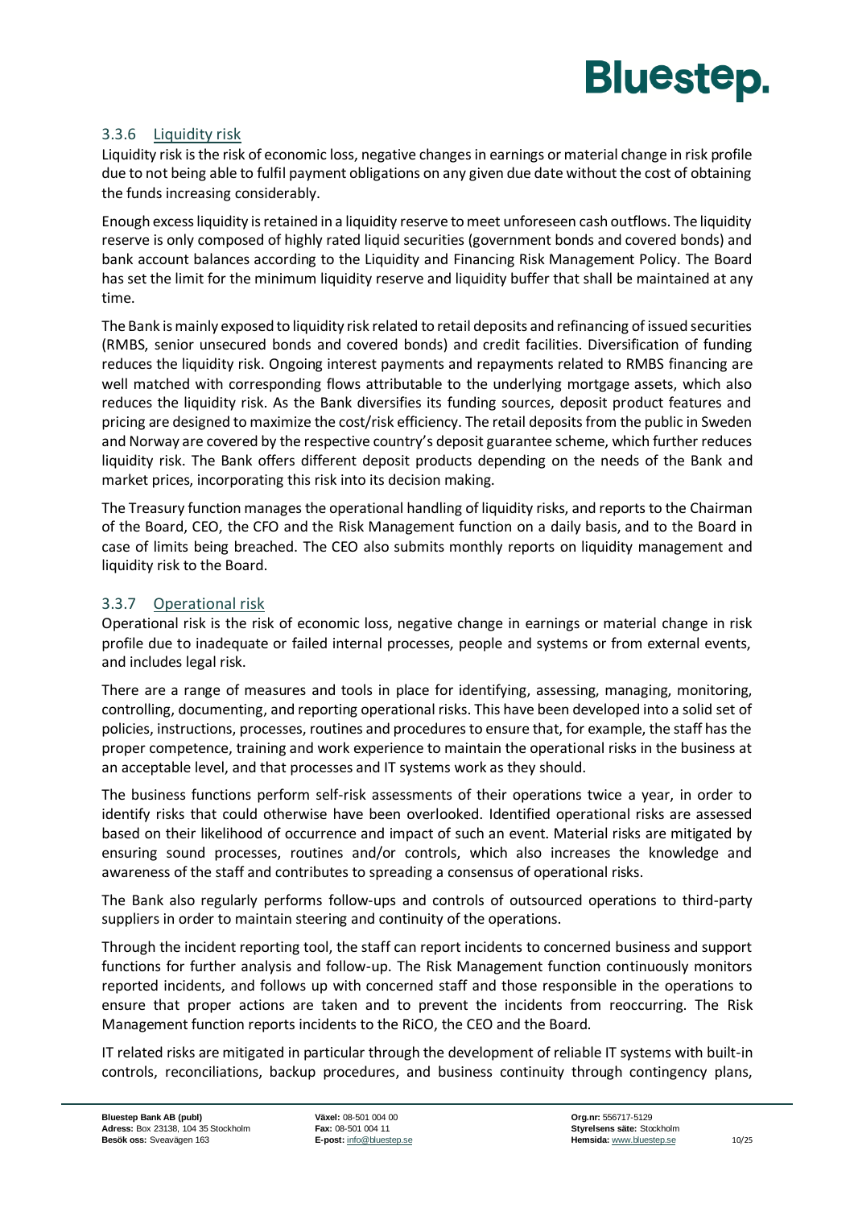### 3.3.6 Liquidity risk

Liquidity risk is the risk of economic loss, negative changes in earnings or material change in risk profile due to not being able to fulfil payment obligations on any given due date without the cost of obtaining the funds increasing considerably.

Enough excess liquidity is retained in a liquidity reserve to meet unforeseen cash outflows. The liquidity reserve is only composed of highly rated liquid securities (government bonds and covered bonds) and bank account balances according to the Liquidity and Financing Risk Management Policy. The Board has set the limit for the minimum liquidity reserve and liquidity buffer that shall be maintained at any time.

The Bank is mainly exposed to liquidity risk related to retail deposits and refinancing of issued securities (RMBS, senior unsecured bonds and covered bonds) and credit facilities. Diversification of funding reduces the liquidity risk. Ongoing interest payments and repayments related to RMBS financing are well matched with corresponding flows attributable to the underlying mortgage assets, which also reduces the liquidity risk. As the Bank diversifies its funding sources, deposit product features and pricing are designed to maximize the cost/risk efficiency. The retail deposits from the public in Sweden and Norway are covered by the respective country's deposit guarantee scheme, which further reduces liquidity risk. The Bank offers different deposit products depending on the needs of the Bank and market prices, incorporating this risk into its decision making.

The Treasury function manages the operational handling of liquidity risks, and reports to the Chairman of the Board, CEO, the CFO and the Risk Management function on a daily basis, and to the Board in case of limits being breached. The CEO also submits monthly reports on liquidity management and liquidity risk to the Board.

### 3.3.7 Operational risk

Operational risk is the risk of economic loss, negative change in earnings or material change in risk profile due to inadequate or failed internal processes, people and systems or from external events, and includes legal risk.

There are a range of measures and tools in place for identifying, assessing, managing, monitoring, controlling, documenting, and reporting operational risks. This have been developed into a solid set of policies, instructions, processes, routines and procedures to ensure that, for example, the staff has the proper competence, training and work experience to maintain the operational risks in the business at an acceptable level, and that processes and IT systems work as they should.

The business functions perform self-risk assessments of their operations twice a year, in order to identify risks that could otherwise have been overlooked. Identified operational risks are assessed based on their likelihood of occurrence and impact of such an event. Material risks are mitigated by ensuring sound processes, routines and/or controls, which also increases the knowledge and awareness of the staff and contributes to spreading a consensus of operational risks.

The Bank also regularly performs follow-ups and controls of outsourced operations to third-party suppliers in order to maintain steering and continuity of the operations.

Through the incident reporting tool, the staff can report incidents to concerned business and support functions for further analysis and follow-up. The Risk Management function continuously monitors reported incidents, and follows up with concerned staff and those responsible in the operations to ensure that proper actions are taken and to prevent the incidents from reoccurring. The Risk Management function reports incidents to the RiCO, the CEO and the Board.

IT related risks are mitigated in particular through the development of reliable IT systems with built-in controls, reconciliations, backup procedures, and business continuity through contingency plans,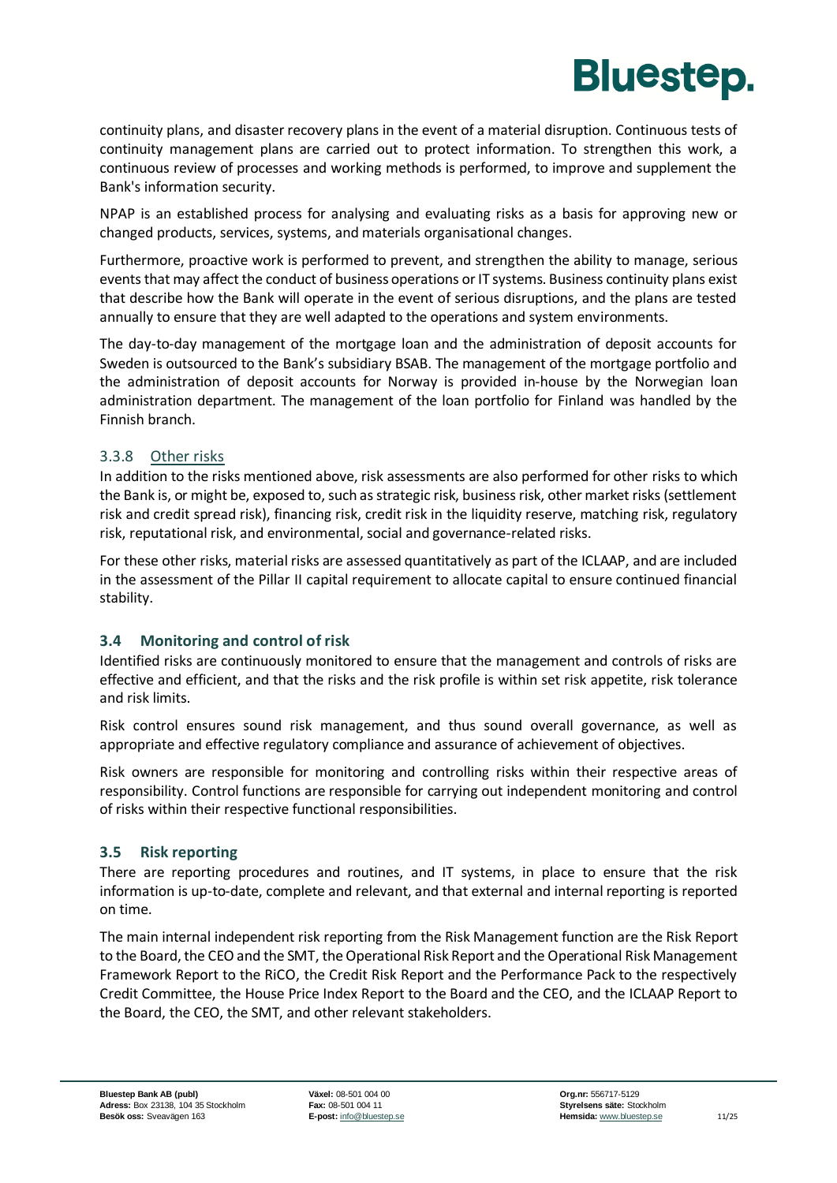continuity plans, and disaster recovery plans in the event of a material disruption. Continuous tests of continuity management plans are carried out to protect information. To strengthen this work, a continuous review of processes and working methods is performed, to improve and supplement the Bank's information security.

NPAP is an established process for analysing and evaluating risks as a basis for approving new or changed products, services, systems, and materials organisational changes.

Furthermore, proactive work is performed to prevent, and strengthen the ability to manage, serious events that may affect the conduct of business operations or IT systems. Business continuity plans exist that describe how the Bank will operate in the event of serious disruptions, and the plans are tested annually to ensure that they are well adapted to the operations and system environments.

The day-to-day management of the mortgage loan and the administration of deposit accounts for Sweden is outsourced to the Bank's subsidiary BSAB. The management of the mortgage portfolio and the administration of deposit accounts for Norway is provided in-house by the Norwegian loan administration department. The management of the loan portfolio for Finland was handled by the Finnish branch.

#### 3.3.8 Other risks

In addition to the risks mentioned above, risk assessments are also performed for other risks to which the Bank is, or might be, exposed to, such as strategic risk, business risk, other market risks (settlement risk and credit spread risk), financing risk, credit risk in the liquidity reserve, matching risk, regulatory risk, reputational risk, and environmental, social and governance-related risks.

For these other risks, material risks are assessed quantitatively as part of the ICLAAP, and are included in the assessment of the Pillar II capital requirement to allocate capital to ensure continued financial stability.

### 3.4 Monitoring and control of risk

Identified risks are continuously monitored to ensure that the management and controls of risks are effective and efficient, and that the risks and the risk profile is within set risk appetite, risk tolerance and risk limits.

Risk control ensures sound risk management, and thus sound overall governance, as well as appropriate and effective regulatory compliance and assurance of achievement of objectives.

Risk owners are responsible for monitoring and controlling risks within their respective areas of responsibility. Control functions are responsible for carrying out independent monitoring and control of risks within their respective functional responsibilities.

### 3.5 Risk reporting

There are reporting procedures and routines, and IT systems, in place to ensure that the risk information is up-to-date, complete and relevant, and that external and internal reporting is reported on time.

The main internal independent risk reporting from the Risk Management function are the Risk Report to the Board, the CEO and the SMT, the Operational Risk Report and the Operational Risk Management Framework Report to the RiCO, the Credit Risk Report and the Performance Pack to the respectively Credit Committee, the House Price Index Report to the Board and the CEO, and the ICLAAP Report to the Board, the CEO, the SMT, and other relevant stakeholders.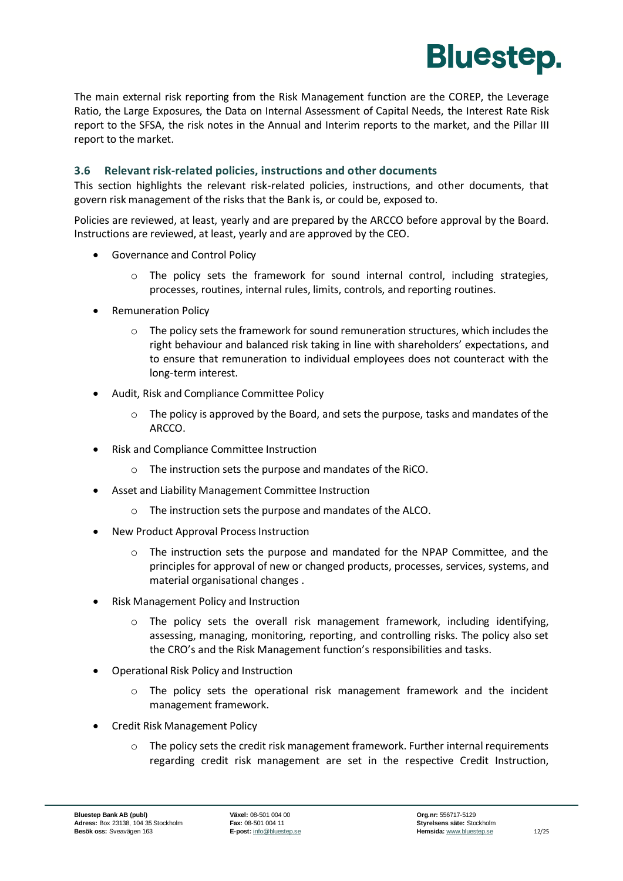The main external risk reporting from the Risk Management function are the COREP, the Leverage Ratio, the Large Exposures, the Data on Internal Assessment of Capital Needs, the Interest Rate Risk report to the SFSA, the risk notes in the Annual and Interim reports to the market, and the Pillar III report to the market.

### 3.6 Relevant risk-related policies, instructions and other documents

This section highlights the relevant risk-related policies, instructions, and other documents, that govern risk management of the risks that the Bank is, or could be, exposed to.

Policies are reviewed, at least, yearly and are prepared by the ARCCO before approval by the Board. Instructions are reviewed, at least, yearly and are approved by the CEO.

- Governance and Control Policy
  - The policy sets the framework for sound internal control, including strategies, processes, routines, internal rules, limits, controls, and reporting routines.
- Remuneration Policy
  - The policy sets the framework for sound remuneration structures, which includes the right behaviour and balanced risk taking in line with shareholders' expectations, and to ensure that remuneration to individual employees does not counteract with the long-term interest.
- Audit, Risk and Compliance Committee Policy
  - The policy is approved by the Board, and sets the purpose, tasks and mandates of the ARCCO.
- Risk and Compliance Committee Instruction
  - The instruction sets the purpose and mandates of the RiCO.
- Asset and Liability Management Committee Instruction
  - The instruction sets the purpose and mandates of the ALCO.
- New Product Approval Process Instruction
  - The instruction sets the purpose and mandated for the NPAP Committee, and the principles for approval of new or changed products, processes, services, systems, and material organisational changes .
- Risk Management Policy and Instruction
  - The policy sets the overall risk management framework, including identifying, assessing, managing, monitoring, reporting, and controlling risks. The policy also set the CRO's and the Risk Management function's responsibilities and tasks.
- Operational Risk Policy and Instruction
  - The policy sets the operational risk management framework and the incident management framework.
- Credit Risk Management Policy
  - The policy sets the credit risk management framework. Further internal requirements regarding credit risk management are set in the respective Credit Instruction,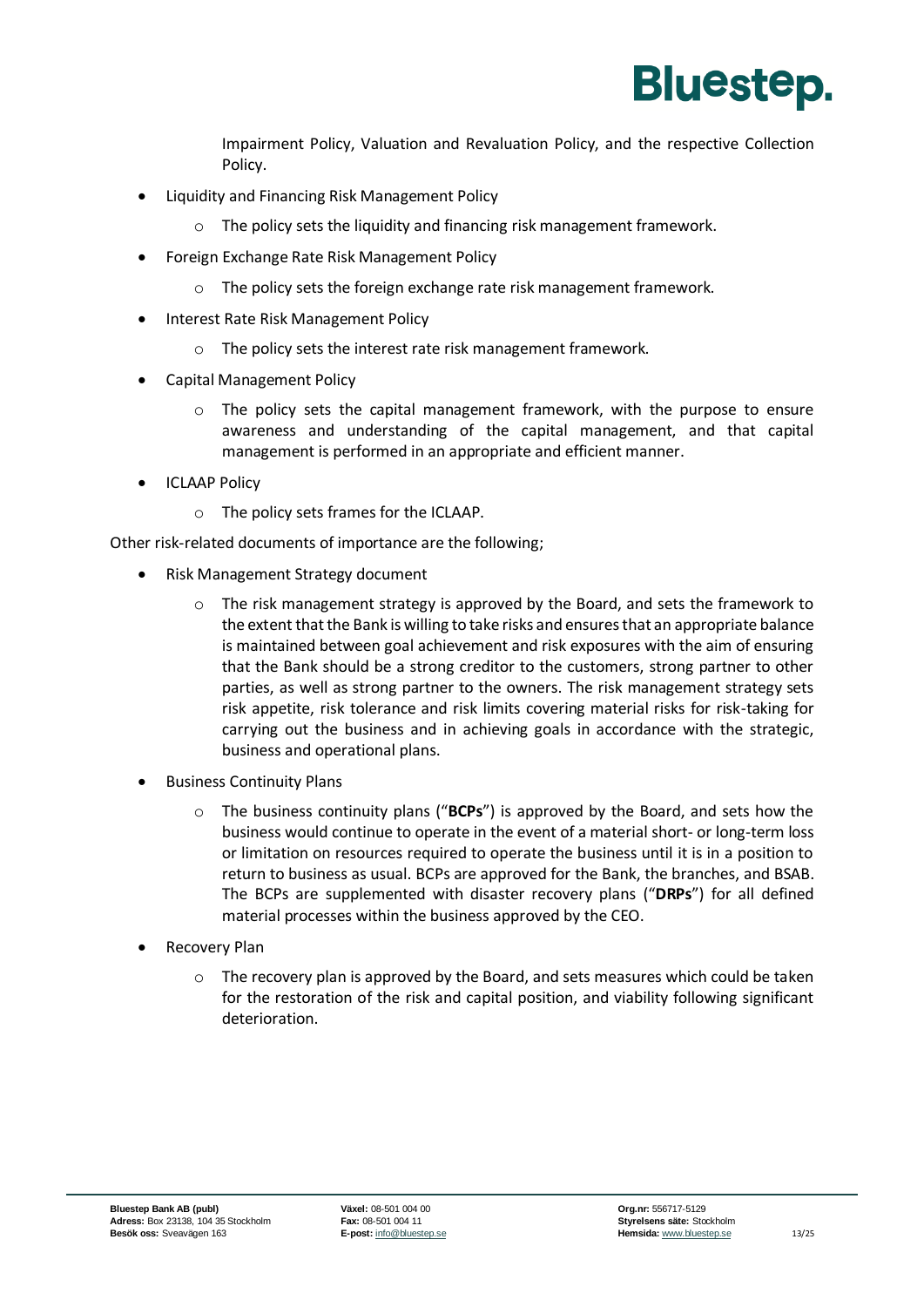Impairment Policy, Valuation and Revaluation Policy, and the respective Collection Policy.

- Liquidity and Financing Risk Management Policy
    - The policy sets the liquidity and financing risk management framework.
- Foreign Exchange Rate Risk Management Policy
    - The policy sets the foreign exchange rate risk management framework.
- Interest Rate Risk Management Policy
    - The policy sets the interest rate risk management framework.
- Capital Management Policy
    - The policy sets the capital management framework, with the purpose to ensure awareness and understanding of the capital management, and that capital management is performed in an appropriate and efficient manner.
- ICLAAP Policy
    - The policy sets frames for the ICLAAP.

Other risk-related documents of importance are the following;

- Risk Management Strategy document
    - The risk management strategy is approved by the Board, and sets the framework to the extent that the Bank is willing to take risks and ensures that an appropriate balance is maintained between goal achievement and risk exposures with the aim of ensuring that the Bank should be a strong creditor to the customers, strong partner to other parties, as well as strong partner to the owners. The risk management strategy sets risk appetite, risk tolerance and risk limits covering material risks for risk-taking for carrying out the business and in achieving goals in accordance with the strategic, business and operational plans.
- Business Continuity Plans
    - The business continuity plans ("**BCPs**") is approved by the Board, and sets how the business would continue to operate in the event of a material short- or long-term loss or limitation on resources required to operate the business until it is in a position to return to business as usual. BCPs are approved for the Bank, the branches, and BSAB. The BCPs are supplemented with disaster recovery plans ("**DRPs**") for all defined material processes within the business approved by the CEO.
- Recovery Plan
    - The recovery plan is approved by the Board, and sets measures which could be taken for the restoration of the risk and capital position, and viability following significant deterioration.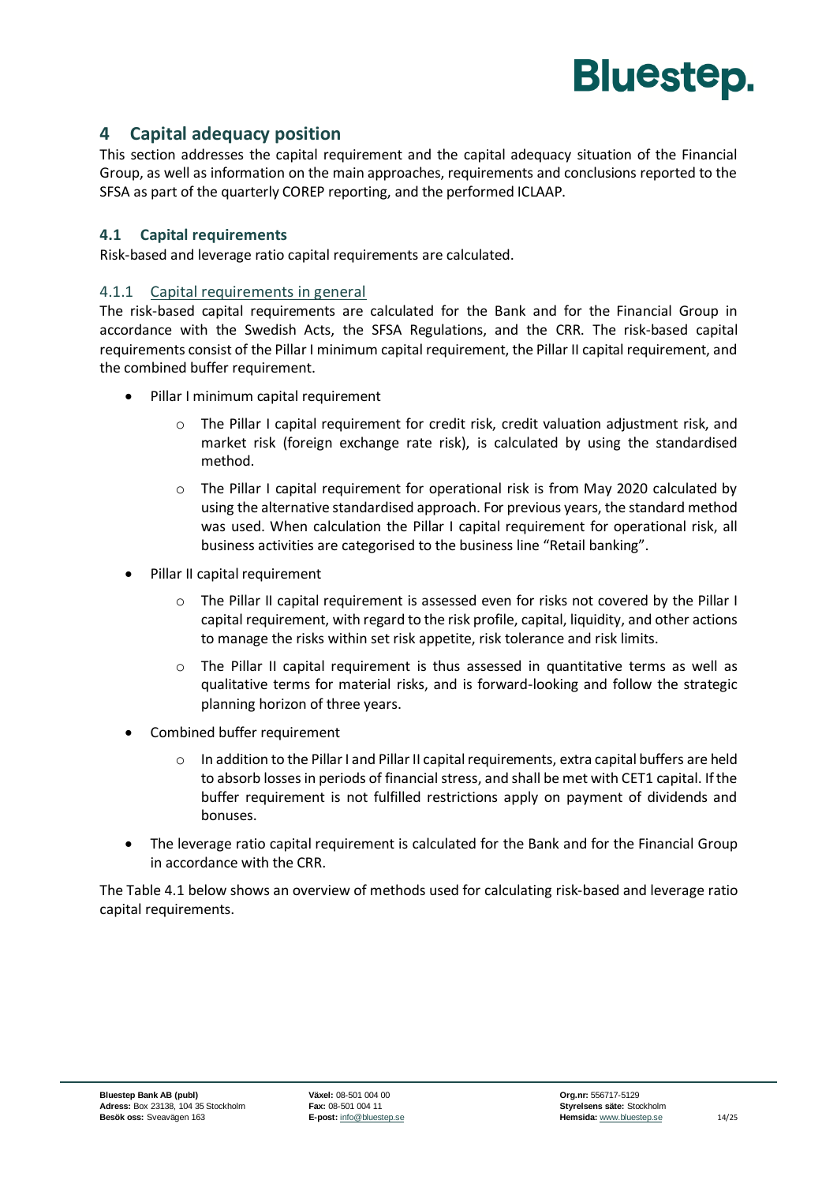## 4 Capital adequacy position

This section addresses the capital requirement and the capital adequacy situation of the Financial Group, as well as information on the main approaches, requirements and conclusions reported to the SFSA as part of the quarterly COREP reporting, and the performed ICLAAP.

### 4.1 Capital requirements

Risk-based and leverage ratio capital requirements are calculated.

#### 4.1.1 Capital requirements in general

The risk-based capital requirements are calculated for the Bank and for the Financial Group in accordance with the Swedish Acts, the SFSA Regulations, and the CRR. The risk-based capital requirements consist of the Pillar I minimum capital requirement, the Pillar II capital requirement, and the combined buffer requirement.

- Pillar I minimum capital requirement
  - The Pillar I capital requirement for credit risk, credit valuation adjustment risk, and market risk (foreign exchange rate risk), is calculated by using the standardised method.
  - The Pillar I capital requirement for operational risk is from May 2020 calculated by using the alternative standardised approach. For previous years, the standard method was used. When calculation the Pillar I capital requirement for operational risk, all business activities are categorised to the business line "Retail banking".
- Pillar II capital requirement
  - The Pillar II capital requirement is assessed even for risks not covered by the Pillar I capital requirement, with regard to the risk profile, capital, liquidity, and other actions to manage the risks within set risk appetite, risk tolerance and risk limits.
  - The Pillar II capital requirement is thus assessed in quantitative terms as well as qualitative terms for material risks, and is forward-looking and follow the strategic planning horizon of three years.
- Combined buffer requirement
  - In addition to the Pillar I and Pillar II capital requirements, extra capital buffers are held to absorb losses in periods of financial stress, and shall be met with CET1 capital. If the buffer requirement is not fulfilled restrictions apply on payment of dividends and bonuses.
- The leverage ratio capital requirement is calculated for the Bank and for the Financial Group in accordance with the CRR.

The Table 4.1 below shows an overview of methods used for calculating risk-based and leverage ratio capital requirements.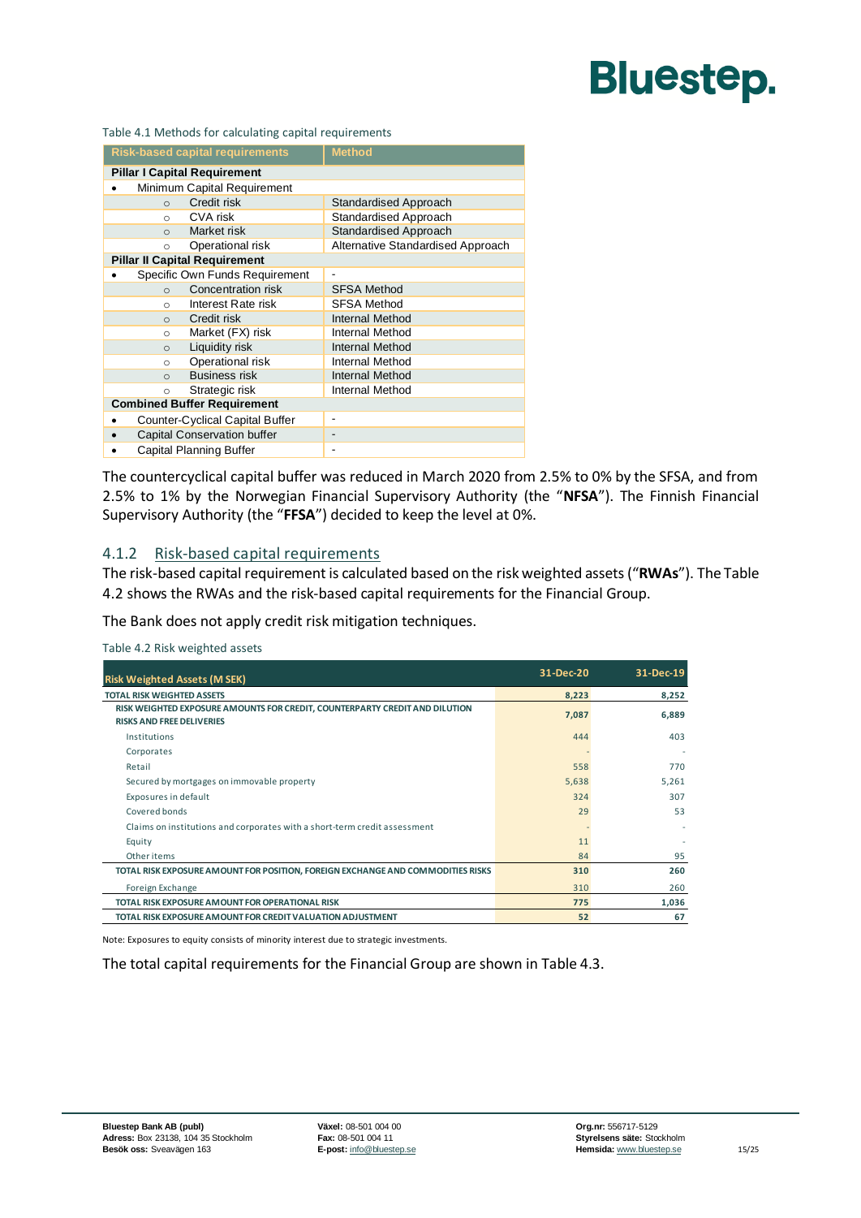Table 4.1 Methods for calculating capital requirements

| Risk-based capital requirements | Method |
|---|---|
| **Pillar I Capital Requirement** | |
| • Minimum Capital Requirement | |
| ○ Credit risk | Standardised Approach |
| ○ CVA risk | Standardised Approach |
| ○ Market risk | Standardised Approach |
| ○ Operational risk | Alternative Standardised Approach |
| **Pillar II Capital Requirement** | |
| • Specific Own Funds Requirement | - |
| ○ Concentration risk | SFSA Method |
| ○ Interest Rate risk | SFSA Method |
| ○ Credit risk | Internal Method |
| ○ Market (FX) risk | Internal Method |
| ○ Liquidity risk | Internal Method |
| ○ Operational risk | Internal Method |
| ○ Business risk | Internal Method |
| ○ Strategic risk | Internal Method |
| **Combined Buffer Requirement** | |
| • Counter-Cyclical Capital Buffer | - |
| • Capital Conservation buffer | - |
| • Capital Planning Buffer | - |

The countercyclical capital buffer was reduced in March 2020 from 2.5% to 0% by the SFSA, and from 2.5% to 1% by the Norwegian Financial Supervisory Authority (the "**NFSA**"). The Finnish Financial Supervisory Authority (the "**FFSA**") decided to keep the level at 0%.

### 4.1.2 Risk-based capital requirements

The risk-based capital requirement is calculated based on the risk weighted assets ("**RWAs**"). The Table 4.2 shows the RWAs and the risk-based capital requirements for the Financial Group.

The Bank does not apply credit risk mitigation techniques.

Table 4.2 Risk weighted assets

| Risk Weighted Assets (M SEK) | 31-Dec-20 | 31-Dec-19 |
|---|---|---|
| **TOTAL RISK WEIGHTED ASSETS** | **8,223** | **8,252** |
| **RISK WEIGHTED EXPOSURE AMOUNTS FOR CREDIT, COUNTERPARTY CREDIT AND DILUTION RISKS AND FREE DELIVERIES** | **7,087** | **6,889** |
| Institutions | 444 | 403 |
| Corporates | - | - |
| Retail | 558 | 770 |
| Secured by mortgages on immovable property | 5,638 | 5,261 |
| Exposures in default | 324 | 307 |
| Covered bonds | 29 | 53 |
| Claims on institutions and corporates with a short-term credit assessment | - | - |
| Equity | 11 | - |
| Other items | 84 | 95 |
| **TOTAL RISK EXPOSURE AMOUNT FOR POSITION, FOREIGN EXCHANGE AND COMMODITIES RISKS** | **310** | **260** |
| Foreign Exchange | 310 | 260 |
| **TOTAL RISK EXPOSURE AMOUNT FOR OPERATIONAL RISK** | **775** | **1,036** |
| **TOTAL RISK EXPOSURE AMOUNT FOR CREDIT VALUATION ADJUSTMENT** | **52** | **67** |

Note: Exposures to equity consists of minority interest due to strategic investments.

The total capital requirements for the Financial Group are shown in Table 4.3.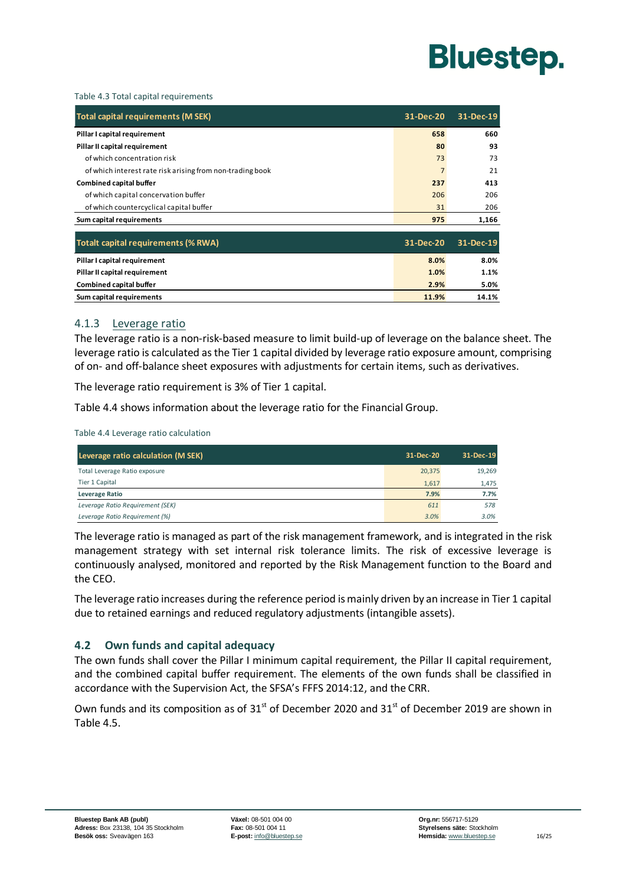Table 4.3 Total capital requirements

| Total capital requirements (M SEK) | 31-Dec-20 | 31-Dec-19 |
|---|---|---|
| **Pillar I capital requirement** | **658** | **660** |
| **Pillar II capital requirement** | **80** | **93** |
| of which concentration risk | 73 | 73 |
| of which interest rate risk arising from non-trading book | 7 | 21 |
| **Combined capital buffer** | **237** | **413** |
| of which capital concervation buffer | 206 | 206 |
| of which countercyclical capital buffer | 31 | 206 |
| **Sum capital requirements** | **975** | **1,166** |

| Totalt capital requirements (% RWA) | 31-Dec-20 | 31-Dec-19 |
|---|---|---|
| **Pillar I capital requirement** | **8.0%** | **8.0%** |
| **Pillar II capital requirement** | **1.0%** | **1.1%** |
| **Combined capital buffer** | **2.9%** | **5.0%** |
| **Sum capital requirements** | **11.9%** | **14.1%** |

### 4.1.3 Leverage ratio

The leverage ratio is a non-risk-based measure to limit build-up of leverage on the balance sheet. The leverage ratio is calculated as the Tier 1 capital divided by leverage ratio exposure amount, comprising of on- and off-balance sheet exposures with adjustments for certain items, such as derivatives.

The leverage ratio requirement is 3% of Tier 1 capital.

Table 4.4 shows information about the leverage ratio for the Financial Group.

Table 4.4 Leverage ratio calculation

| Leverage ratio calculation (M SEK) | 31-Dec-20 | 31-Dec-19 |
|---|---|---|
| Total Leverage Ratio exposure | 20,375 | 19,269 |
| Tier 1 Capital | 1,617 | 1,475 |
| **Leverage Ratio** | **7.9%** | **7.7%** |
| *Leverage Ratio Requirement (SEK)* | *611* | *578* |
| *Leverage Ratio Requirement (%)* | *3.0%* | *3.0%* |

The leverage ratio is managed as part of the risk management framework, and is integrated in the risk management strategy with set internal risk tolerance limits. The risk of excessive leverage is continuously analysed, monitored and reported by the Risk Management function to the Board and the CEO.

The leverage ratio increases during the reference period is mainly driven by an increase in Tier 1 capital due to retained earnings and reduced regulatory adjustments (intangible assets).

## 4.2 Own funds and capital adequacy

The own funds shall cover the Pillar I minimum capital requirement, the Pillar II capital requirement, and the combined capital buffer requirement. The elements of the own funds shall be classified in accordance with the Supervision Act, the SFSA's FFFS 2014:12, and the CRR.

Own funds and its composition as of 31st of December 2020 and 31st of December 2019 are shown in Table 4.5.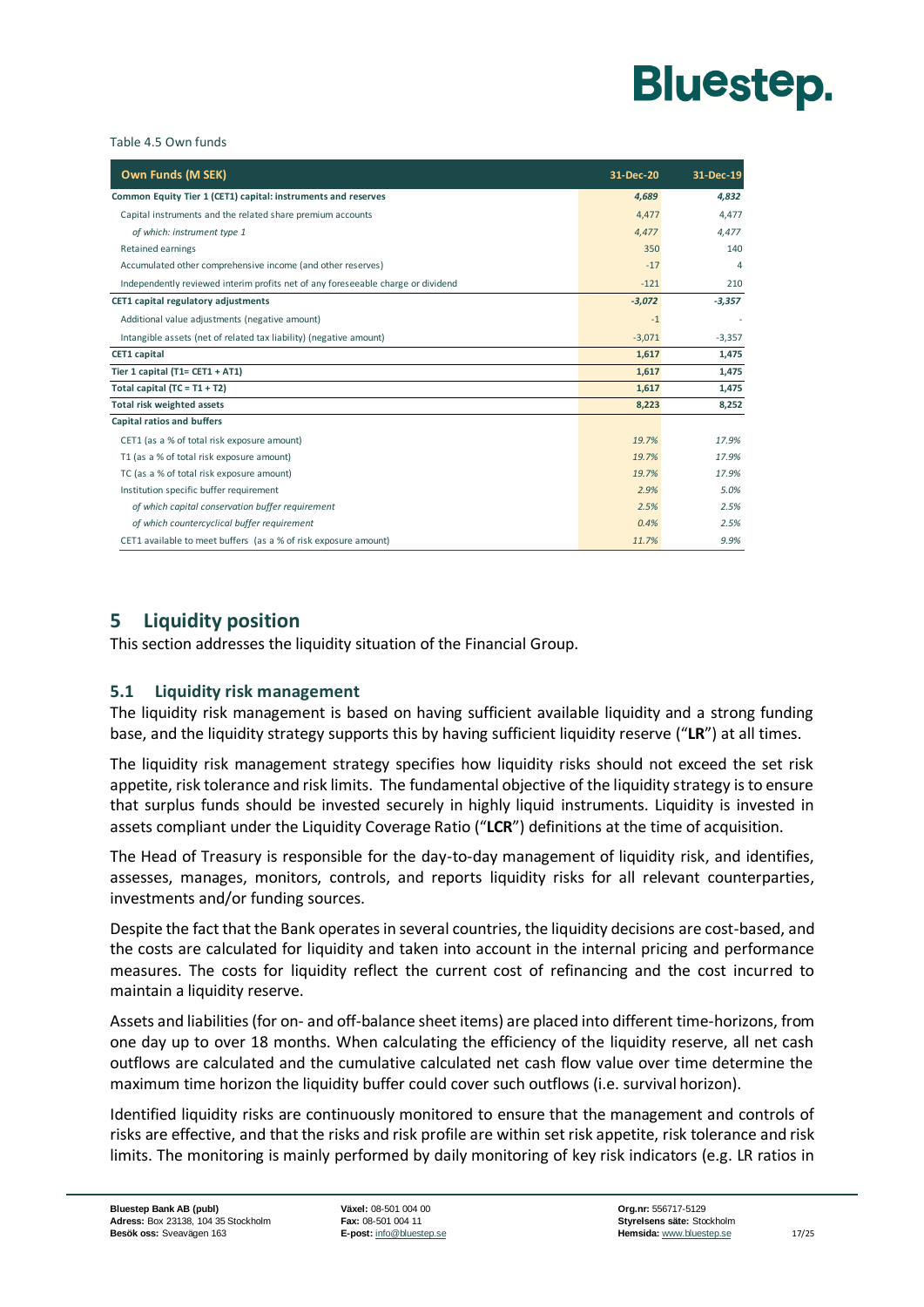Table 4.5 Own funds

| Own Funds (M SEK) | 31-Dec-20 | 31-Dec-19 |
|---|---|---|
| **Common Equity Tier 1 (CET1) capital: instruments and reserves** | *4,689* | *4,832* |
| Capital instruments and the related share premium accounts | 4,477 | 4,477 |
| *of which: instrument type 1* | *4,477* | *4,477* |
| Retained earnings | 350 | 140 |
| Accumulated other comprehensive income (and other reserves) | -17 | 4 |
| Independently reviewed interim profits net of any foreseeable charge or dividend | -121 | 210 |
| **CET1 capital regulatory adjustments** | *-3,072* | *-3,357* |
| Additional value adjustments (negative amount) | -1 | - |
| Intangible assets (net of related tax liability) (negative amount) | -3,071 | -3,357 |
| **CET1 capital** | **1,617** | **1,475** |
| **Tier 1 capital (T1= CET1 + AT1)** | **1,617** | **1,475** |
| **Total capital (TC = T1 + T2)** | **1,617** | **1,475** |
| **Total risk weighted assets** | **8,223** | **8,252** |
| **Capital ratios and buffers** | | |
| CET1 (as a % of total risk exposure amount) | *19.7%* | *17.9%* |
| T1 (as a % of total risk exposure amount) | *19.7%* | *17.9%* |
| TC (as a % of total risk exposure amount) | *19.7%* | *17.9%* |
| Institution specific buffer requirement | *2.9%* | *5.0%* |
| *of which capital conservation buffer requirement* | *2.5%* | *2.5%* |
| *of which countercyclical buffer requirement* | *0.4%* | *2.5%* |
| CET1 available to meet buffers (as a % of risk exposure amount) | *11.7%* | *9.9%* |

# 5 Liquidity position

This section addresses the liquidity situation of the Financial Group.

## 5.1 Liquidity risk management

The liquidity risk management is based on having sufficient available liquidity and a strong funding base, and the liquidity strategy supports this by having sufficient liquidity reserve ("**LR**") at all times.

The liquidity risk management strategy specifies how liquidity risks should not exceed the set risk appetite, risk tolerance and risk limits. The fundamental objective of the liquidity strategy is to ensure that surplus funds should be invested securely in highly liquid instruments. Liquidity is invested in assets compliant under the Liquidity Coverage Ratio ("**LCR**") definitions at the time of acquisition.

The Head of Treasury is responsible for the day-to-day management of liquidity risk, and identifies, assesses, manages, monitors, controls, and reports liquidity risks for all relevant counterparties, investments and/or funding sources.

Despite the fact that the Bank operates in several countries, the liquidity decisions are cost-based, and the costs are calculated for liquidity and taken into account in the internal pricing and performance measures. The costs for liquidity reflect the current cost of refinancing and the cost incurred to maintain a liquidity reserve.

Assets and liabilities (for on- and off-balance sheet items) are placed into different time-horizons, from one day up to over 18 months. When calculating the efficiency of the liquidity reserve, all net cash outflows are calculated and the cumulative calculated net cash flow value over time determine the maximum time horizon the liquidity buffer could cover such outflows (i.e. survival horizon).

Identified liquidity risks are continuously monitored to ensure that the management and controls of risks are effective, and that the risks and risk profile are within set risk appetite, risk tolerance and risk limits. The monitoring is mainly performed by daily monitoring of key risk indicators (e.g. LR ratios in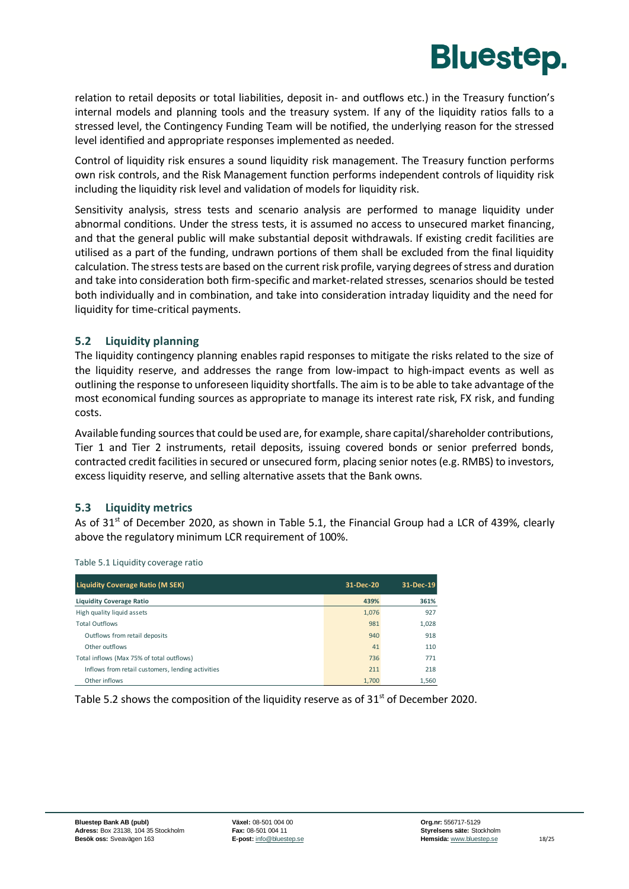relation to retail deposits or total liabilities, deposit in- and outflows etc.) in the Treasury function's internal models and planning tools and the treasury system. If any of the liquidity ratios falls to a stressed level, the Contingency Funding Team will be notified, the underlying reason for the stressed level identified and appropriate responses implemented as needed.

Control of liquidity risk ensures a sound liquidity risk management. The Treasury function performs own risk controls, and the Risk Management function performs independent controls of liquidity risk including the liquidity risk level and validation of models for liquidity risk.

Sensitivity analysis, stress tests and scenario analysis are performed to manage liquidity under abnormal conditions. Under the stress tests, it is assumed no access to unsecured market financing, and that the general public will make substantial deposit withdrawals. If existing credit facilities are utilised as a part of the funding, undrawn portions of them shall be excluded from the final liquidity calculation. The stress tests are based on the current risk profile, varying degrees of stress and duration and take into consideration both firm-specific and market-related stresses, scenarios should be tested both individually and in combination, and take into consideration intraday liquidity and the need for liquidity for time-critical payments.

## 5.2 Liquidity planning

The liquidity contingency planning enables rapid responses to mitigate the risks related to the size of the liquidity reserve, and addresses the range from low-impact to high-impact events as well as outlining the response to unforeseen liquidity shortfalls. The aim is to be able to take advantage of the most economical funding sources as appropriate to manage its interest rate risk, FX risk, and funding costs.

Available funding sources that could be used are, for example, share capital/shareholder contributions, Tier 1 and Tier 2 instruments, retail deposits, issuing covered bonds or senior preferred bonds, contracted credit facilities in secured or unsecured form, placing senior notes (e.g. RMBS) to investors, excess liquidity reserve, and selling alternative assets that the Bank owns.

## 5.3 Liquidity metrics

As of 31st of December 2020, as shown in Table 5.1, the Financial Group had a LCR of 439%, clearly above the regulatory minimum LCR requirement of 100%.

Table 5.1 Liquidity coverage ratio

| Liquidity Coverage Ratio (M SEK) | 31-Dec-20 | 31-Dec-19 |
|---|---|---|
| **Liquidity Coverage Ratio** | **439%** | **361%** |
| High quality liquid assets | 1,076 | 927 |
| Total Outflows | 981 | 1,028 |
| Outflows from retail deposits | 940 | 918 |
| Other outflows | 41 | 110 |
| Total inflows (Max 75% of total outflows) | 736 | 771 |
| Inflows from retail customers, lending activities | 211 | 218 |
| Other inflows | 1,700 | 1,560 |

Table 5.2 shows the composition of the liquidity reserve as of 31st of December 2020.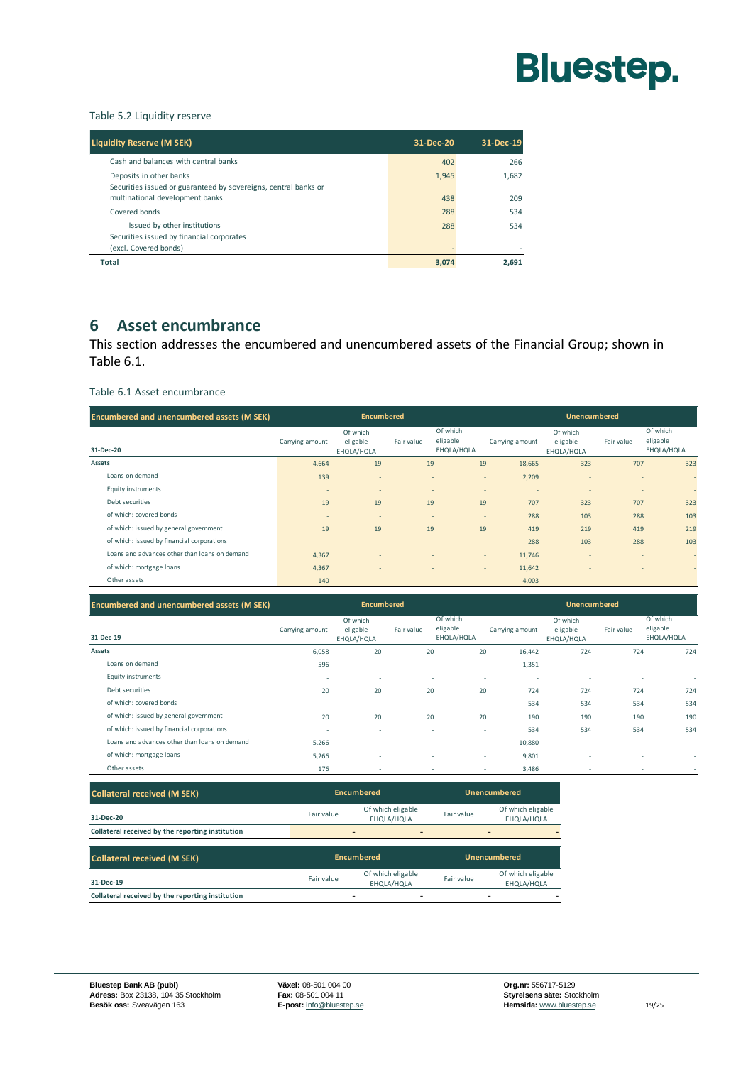Table 5.2 Liquidity reserve

| Liquidity Reserve (M SEK) | 31-Dec-20 | 31-Dec-19 |
|---|---|---|
| Cash and balances with central banks | 402 | 266 |
| Deposits in other banks | 1,945 | 1,682 |
| Securities issued or guaranteed by sovereigns, central banks or multinational development banks | 438 | 209 |
| Covered bonds | 288 | 534 |
| Issued by other institutions | 288 | 534 |
| Securities issued by financial corporates (excl. Covered bonds) | - | - |
| **Total** | **3,074** | **2,691** |

# 6 Asset encumbrance

This section addresses the encumbered and unencumbered assets of the Financial Group; shown in Table 6.1.

Table 6.1 Asset encumbrance

| Encumbered and unencumbered assets (M SEK) | Encumbered | | | | Unencumbered | | | |
|---|---|---|---|---|---|---|---|---|
| 31-Dec-20 | Carrying amount | Of which eligable EHQLA/HQLA | Fair value | Of which eligable EHQLA/HQLA | Carrying amount | Of which eligable EHQLA/HQLA | Fair value | Of which eligable EHQLA/HQLA |
| **Assets** | 4,664 | 19 | 19 | 19 | 18,665 | 323 | 707 | 323 |
| Loans on demand | 139 | - | - | - | 2,209 | - | - | - |
| Equity instruments | - | - | - | - | - | - | - | - |
| Debt securities | 19 | 19 | 19 | 19 | 707 | 323 | 707 | 323 |
| of which: covered bonds | - | - | - | - | 288 | 103 | 288 | 103 |
| of which: issued by general government | 19 | 19 | 19 | 19 | 419 | 219 | 419 | 219 |
| of which: issued by financial corporations | - | - | - | - | 288 | 103 | 288 | 103 |
| Loans and advances other than loans on demand | 4,367 | - | - | - | 11,746 | - | - | - |
| of which: mortgage loans | 4,367 | - | - | - | 11,642 | - | - | - |
| Other assets | 140 | - | - | - | 4,003 | - | - | - |

| Encumbered and unencumbered assets (M SEK) | Encumbered | | | | Unencumbered | | | |
|---|---|---|---|---|---|---|---|---|
| 31-Dec-19 | Carrying amount | Of which eligable EHQLA/HQLA | Fair value | Of which eligable EHQLA/HQLA | Carrying amount | Of which eligable EHQLA/HQLA | Fair value | Of which eligable EHQLA/HQLA |
| **Assets** | 6,058 | 20 | 20 | 20 | 16,442 | 724 | 724 | 724 |
| Loans on demand | 596 | - | - | - | 1,351 | - | - | - |
| Equity instruments | - | - | - | - | - | - | - | - |
| Debt securities | 20 | 20 | 20 | 20 | 724 | 724 | 724 | 724 |
| of which: covered bonds | - | - | - | - | 534 | 534 | 534 | 534 |
| of which: issued by general government | 20 | 20 | 20 | 20 | 190 | 190 | 190 | 190 |
| of which: issued by financial corporations | - | - | - | - | 534 | 534 | 534 | 534 |
| Loans and advances other than loans on demand | 5,266 | - | - | - | 10,880 | - | - | - |
| of which: mortgage loans | 5,266 | - | - | - | 9,801 | - | - | - |
| Other assets | 176 | - | - | - | 3,486 | - | - | - |

| Collateral received (M SEK) | Encumbered | | Unencumbered | |
|---|---|---|---|---|
| 31-Dec-20 | Fair value | Of which eligable EHQLA/HQLA | Fair value | Of which eligable EHQLA/HQLA |
| **Collateral received by the reporting institution** | - | - | - | - |

| Collateral received (M SEK) | Encumbered | | Unencumbered | |
|---|---|---|---|---|
| 31-Dec-19 | Fair value | Of which eligable EHQLA/HQLA | Fair value | Of which eligable EHQLA/HQLA |
| **Collateral received by the reporting institution** | - | - | - | - |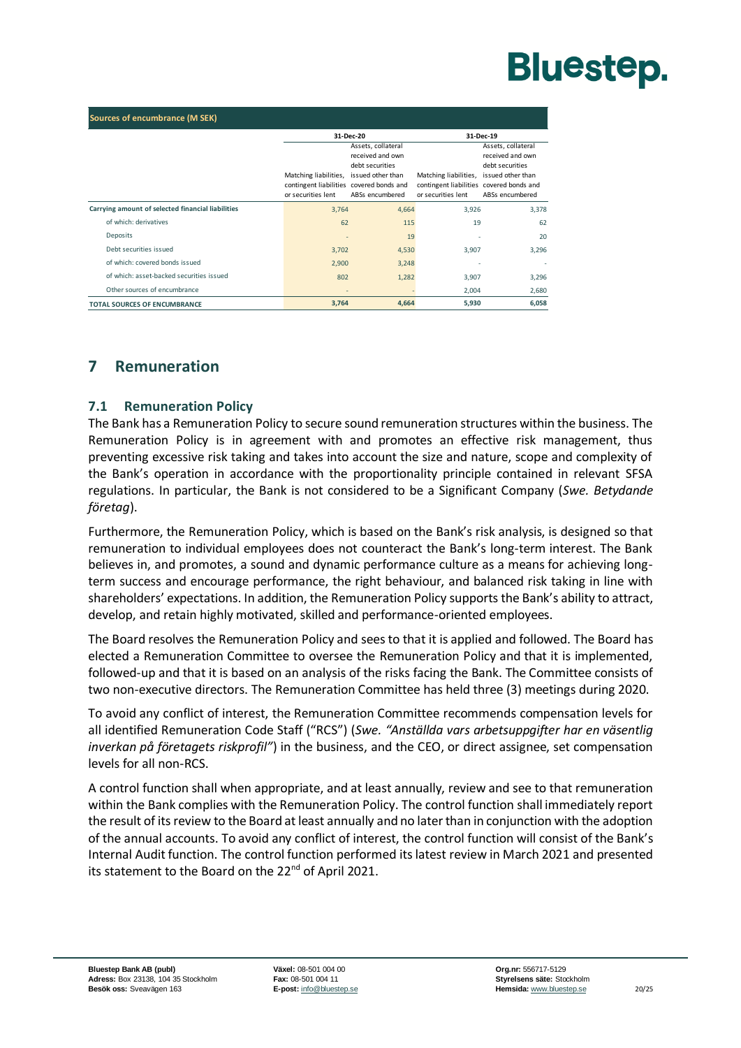| Sources of encumbrance (M SEK) | 31-Dec-20 | | 31-Dec-19 | |
|---|---|---|---|---|
| | Matching liabilities, contingent liabilities or securities lent | Assets, collateral received and own debt securities issued other than covered bonds and ABSs encumbered | Matching liabilities, contingent liabilities or securities lent | Assets, collateral received and own debt securities issued other than covered bonds and ABSs encumbered |
| **Carrying amount of selected financial liabilities** | 3,764 | 4,664 | 3,926 | 3,378 |
| of which: derivatives | 62 | 115 | 19 | 62 |
| Deposits | - | 19 | - | 20 |
| Debt securities issued | 3,702 | 4,530 | 3,907 | 3,296 |
| of which: covered bonds issued | 2,900 | 3,248 | - | - |
| of which: asset-backed securities issued | 802 | 1,282 | 3,907 | 3,296 |
| Other sources of encumbrance | - | - | 2,004 | 2,680 |
| **TOTAL SOURCES OF ENCUMBRANCE** | **3,764** | **4,664** | **5,930** | **6,058** |

# 7 Remuneration

## 7.1 Remuneration Policy

The Bank has a Remuneration Policy to secure sound remuneration structures within the business. The Remuneration Policy is in agreement with and promotes an effective risk management, thus preventing excessive risk taking and takes into account the size and nature, scope and complexity of the Bank's operation in accordance with the proportionality principle contained in relevant SFSA regulations. In particular, the Bank is not considered to be a Significant Company (*Swe. Betydande företag*).

Furthermore, the Remuneration Policy, which is based on the Bank's risk analysis, is designed so that remuneration to individual employees does not counteract the Bank's long-term interest. The Bank believes in, and promotes, a sound and dynamic performance culture as a means for achieving long-term success and encourage performance, the right behaviour, and balanced risk taking in line with shareholders' expectations. In addition, the Remuneration Policy supports the Bank's ability to attract, develop, and retain highly motivated, skilled and performance-oriented employees.

The Board resolves the Remuneration Policy and sees to that it is applied and followed. The Board has elected a Remuneration Committee to oversee the Remuneration Policy and that it is implemented, followed-up and that it is based on an analysis of the risks facing the Bank. The Committee consists of two non-executive directors. The Remuneration Committee has held three (3) meetings during 2020.

To avoid any conflict of interest, the Remuneration Committee recommends compensation levels for all identified Remuneration Code Staff ("RCS") (*Swe. "Anställda vars arbetsuppgifter har en väsentlig inverkan på företagets riskprofil"*) in the business, and the CEO, or direct assignee, set compensation levels for all non-RCS.

A control function shall when appropriate, and at least annually, review and see to that remuneration within the Bank complies with the Remuneration Policy. The control function shall immediately report the result of its review to the Board at least annually and no later than in conjunction with the adoption of the annual accounts. To avoid any conflict of interest, the control function will consist of the Bank's Internal Audit function. The control function performed its latest review in March 2021 and presented its statement to the Board on the 22nd of April 2021.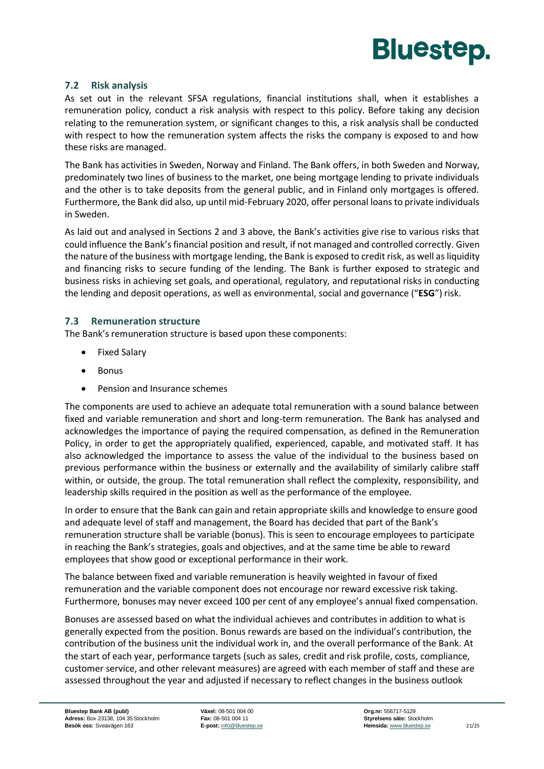## 7.2 Risk analysis

As set out in the relevant SFSA regulations, financial institutions shall, when it establishes a remuneration policy, conduct a risk analysis with respect to this policy. Before taking any decision relating to the remuneration system, or significant changes to this, a risk analysis shall be conducted with respect to how the remuneration system affects the risks the company is exposed to and how these risks are managed.

The Bank has activities in Sweden, Norway and Finland. The Bank offers, in both Sweden and Norway, predominately two lines of business to the market, one being mortgage lending to private individuals and the other is to take deposits from the general public, and in Finland only mortgages is offered. Furthermore, the Bank did also, up until mid-February 2020, offer personal loans to private individuals in Sweden.

As laid out and analysed in Sections 2 and 3 above, the Bank's activities give rise to various risks that could influence the Bank's financial position and result, if not managed and controlled correctly. Given the nature of the business with mortgage lending, the Bank is exposed to credit risk, as well as liquidity and financing risks to secure funding of the lending. The Bank is further exposed to strategic and business risks in achieving set goals, and operational, regulatory, and reputational risks in conducting the lending and deposit operations, as well as environmental, social and governance ("**ESG**") risk.

## 7.3 Remuneration structure

The Bank's remuneration structure is based upon these components:

- Fixed Salary
- Bonus
- Pension and Insurance schemes

The components are used to achieve an adequate total remuneration with a sound balance between fixed and variable remuneration and short and long-term remuneration. The Bank has analysed and acknowledges the importance of paying the required compensation, as defined in the Remuneration Policy, in order to get the appropriately qualified, experienced, capable, and motivated staff. It has also acknowledged the importance to assess the value of the individual to the business based on previous performance within the business or externally and the availability of similarly calibre staff within, or outside, the group. The total remuneration shall reflect the complexity, responsibility, and leadership skills required in the position as well as the performance of the employee.

In order to ensure that the Bank can gain and retain appropriate skills and knowledge to ensure good and adequate level of staff and management, the Board has decided that part of the Bank's remuneration structure shall be variable (bonus). This is seen to encourage employees to participate in reaching the Bank's strategies, goals and objectives, and at the same time be able to reward employees that show good or exceptional performance in their work.

The balance between fixed and variable remuneration is heavily weighted in favour of fixed remuneration and the variable component does not encourage nor reward excessive risk taking. Furthermore, bonuses may never exceed 100 per cent of any employee's annual fixed compensation.

Bonuses are assessed based on what the individual achieves and contributes in addition to what is generally expected from the position. Bonus rewards are based on the individual's contribution, the contribution of the business unit the individual work in, and the overall performance of the Bank. At the start of each year, performance targets (such as sales, credit and risk profile, costs, compliance, customer service, and other relevant measures) are agreed with each member of staff and these are assessed throughout the year and adjusted if necessary to reflect changes in the business outlook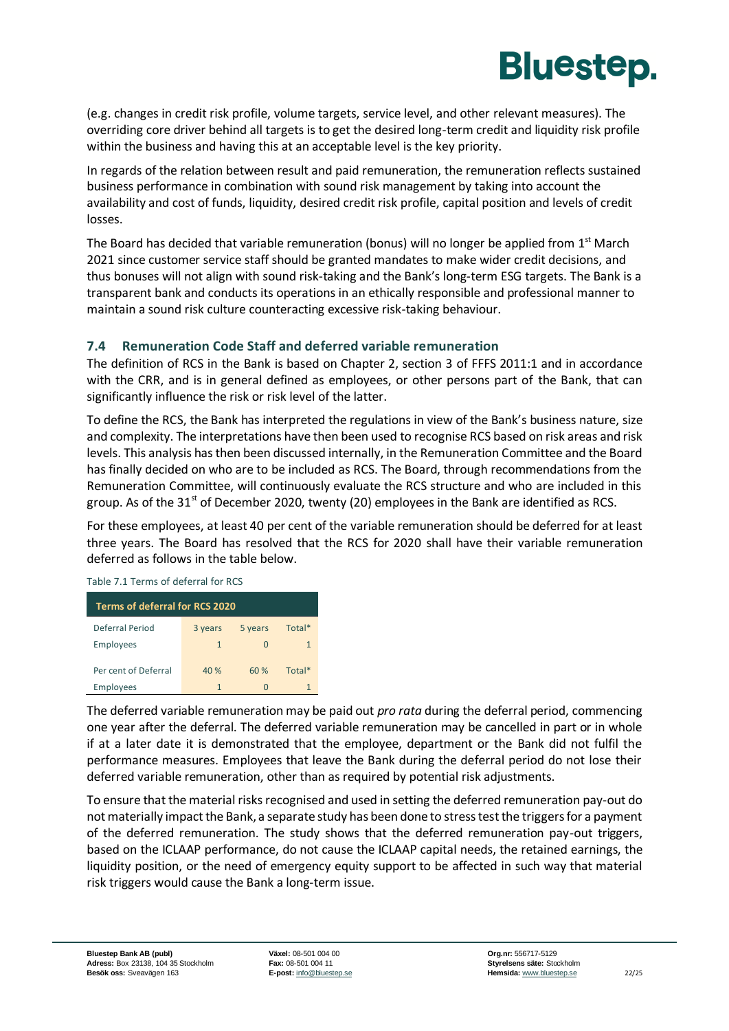(e.g. changes in credit risk profile, volume targets, service level, and other relevant measures). The overriding core driver behind all targets is to get the desired long-term credit and liquidity risk profile within the business and having this at an acceptable level is the key priority.

In regards of the relation between result and paid remuneration, the remuneration reflects sustained business performance in combination with sound risk management by taking into account the availability and cost of funds, liquidity, desired credit risk profile, capital position and levels of credit losses.

The Board has decided that variable remuneration (bonus) will no longer be applied from 1st March 2021 since customer service staff should be granted mandates to make wider credit decisions, and thus bonuses will not align with sound risk-taking and the Bank's long-term ESG targets. The Bank is a transparent bank and conducts its operations in an ethically responsible and professional manner to maintain a sound risk culture counteracting excessive risk-taking behaviour.

### 7.4 Remuneration Code Staff and deferred variable remuneration

The definition of RCS in the Bank is based on Chapter 2, section 3 of FFFS 2011:1 and in accordance with the CRR, and is in general defined as employees, or other persons part of the Bank, that can significantly influence the risk or risk level of the latter.

To define the RCS, the Bank has interpreted the regulations in view of the Bank's business nature, size and complexity. The interpretations have then been used to recognise RCS based on risk areas and risk levels. This analysis has then been discussed internally, in the Remuneration Committee and the Board has finally decided on who are to be included as RCS. The Board, through recommendations from the Remuneration Committee, will continuously evaluate the RCS structure and who are included in this group. As of the 31st of December 2020, twenty (20) employees in the Bank are identified as RCS.

For these employees, at least 40 per cent of the variable remuneration should be deferred for at least three years. The Board has resolved that the RCS for 2020 shall have their variable remuneration deferred as follows in the table below.

Table 7.1 Terms of deferral for RCS

| Terms of deferral for RCS 2020 | | | |
|---|---|---|---|
| Deferral Period | 3 years | 5 years | Total* |
| Employees | 1 | 0 | 1 |
| Per cent of Deferral | 40 % | 60 % | Total* |
| Employees | 1 | 0 | 1 |

The deferred variable remuneration may be paid out *pro rata* during the deferral period, commencing one year after the deferral. The deferred variable remuneration may be cancelled in part or in whole if at a later date it is demonstrated that the employee, department or the Bank did not fulfil the performance measures. Employees that leave the Bank during the deferral period do not lose their deferred variable remuneration, other than as required by potential risk adjustments.

To ensure that the material risks recognised and used in setting the deferred remuneration pay-out do not materially impact the Bank, a separate study has been done to stress test the triggers for a payment of the deferred remuneration. The study shows that the deferred remuneration pay-out triggers, based on the ICLAAP performance, do not cause the ICLAAP capital needs, the retained earnings, the liquidity position, or the need of emergency equity support to be affected in such way that material risk triggers would cause the Bank a long-term issue.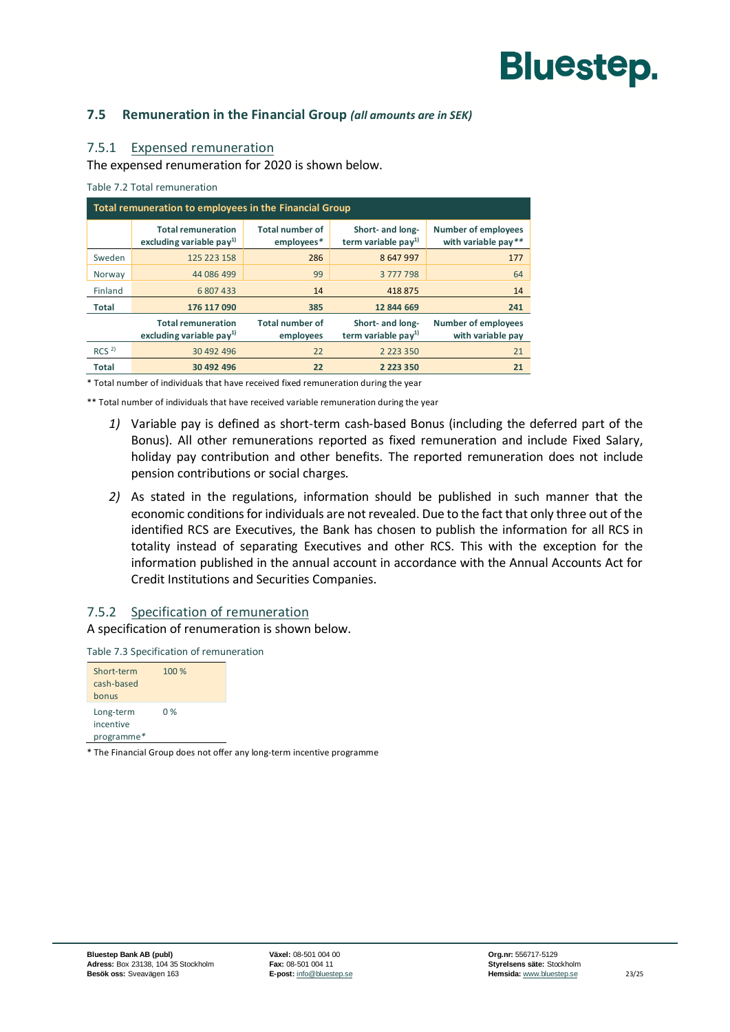## 7.5 Remuneration in the Financial Group *(all amounts are in SEK)*

### 7.5.1 Expensed remuneration

The expensed remuneration for 2020 is shown below.

Table 7.2 Total remuneration

| Total remuneration to employees in the Financial Group | | | | |
|---|---|---|---|---|
| | Total remuneration excluding variable pay[1)] | Total number of employees* | Short- and long-term variable pay[1)] | Number of employees with variable pay** |
| Sweden | 125 223 158 | 286 | 8 647 997 | 177 |
| Norway | 44 086 499 | 99 | 3 777 798 | 64 |
| Finland | 6 807 433 | 14 | 418 875 | 14 |
| **Total** | **176 117 090** | **385** | **12 844 669** | **241** |
| | Total remuneration excluding variable pay[1)] | Total number of employees | Short- and long-term variable pay[1)] | Number of employees with variable pay |
| RCS [2)] | 30 492 496 | 22 | 2 223 350 | 21 |
| **Total** | **30 492 496** | **22** | **2 223 350** | **21** |

* Total number of individuals that have received fixed remuneration during the year

** Total number of individuals that have received variable remuneration during the year

*1)* Variable pay is defined as short-term cash-based Bonus (including the deferred part of the Bonus). All other remunerations reported as fixed remuneration and include Fixed Salary, holiday pay contribution and other benefits. The reported remuneration does not include pension contributions or social charges.

*2)* As stated in the regulations, information should be published in such manner that the economic conditions for individuals are not revealed. Due to the fact that only three out of the identified RCS are Executives, the Bank has chosen to publish the information for all RCS in totality instead of separating Executives and other RCS. This with the exception for the information published in the annual account in accordance with the Annual Accounts Act for Credit Institutions and Securities Companies.

### 7.5.2 Specification of remuneration

A specification of remuneration is shown below.

Table 7.3 Specification of remuneration

| | |
|---|---|
| Short-term cash-based bonus | 100 % |
| Long-term incentive programme* | 0 % |

* The Financial Group does not offer any long-term incentive programme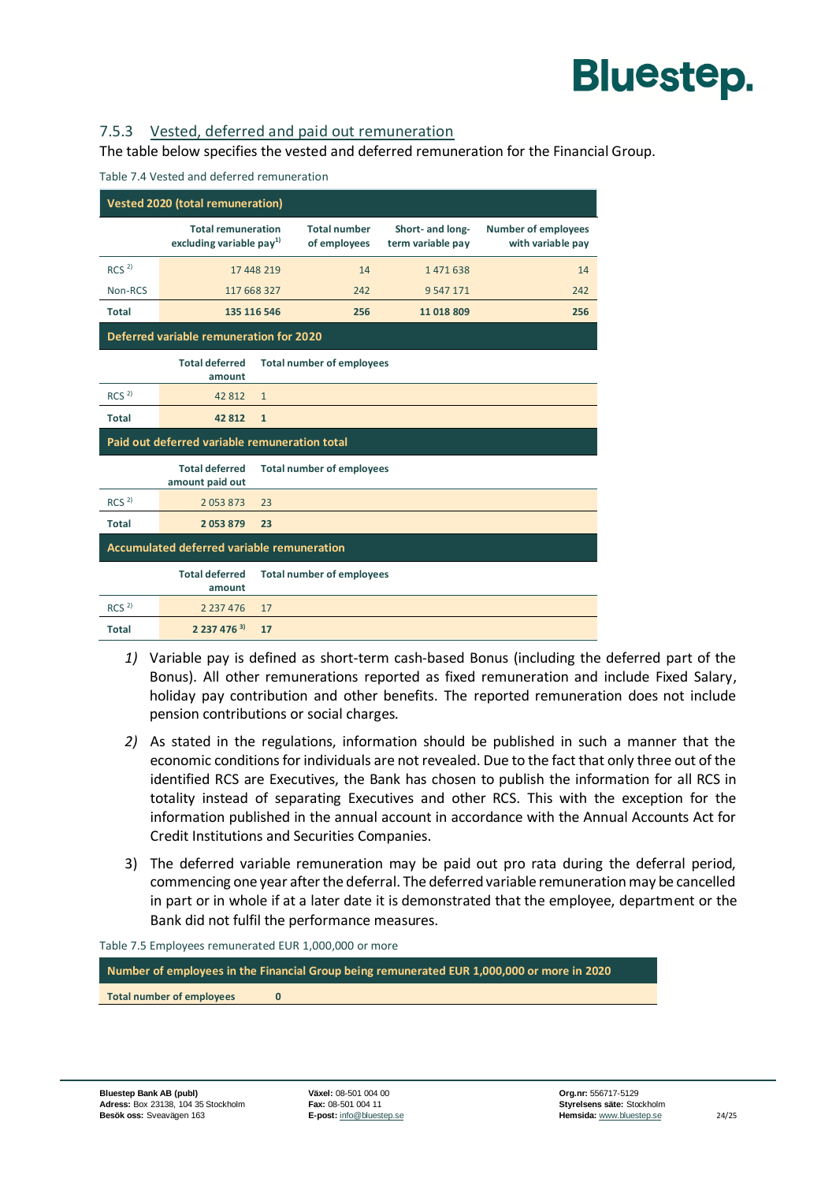### 7.5.3 Vested, deferred and paid out remuneration

The table below specifies the vested and deferred remuneration for the Financial Group.

Table 7.4 Vested and deferred remuneration

| Vested 2020 (total remuneration) | | | | |
|---|---|---|---|---|
| | Total remuneration excluding variable pay[1] | Total number of employees | Short- and long-term variable pay | Number of employees with variable pay |
| RCS [2] | 17 448 219 | 14 | 1 471 638 | 14 |
| Non-RCS | 117 668 327 | 242 | 9 547 171 | 242 |
| **Total** | **135 116 546** | **256** | **11 018 809** | **256** |

| Deferred variable remuneration for 2020 | | |
|---|---|---|
| | Total deferred amount | Total number of employees |
| RCS [2] | 42 812 | 1 |
| **Total** | **42 812** | **1** |

| Paid out deferred variable remuneration total | | |
|---|---|---|
| | Total deferred amount paid out | Total number of employees |
| RCS [2] | 2 053 873 | 23 |
| **Total** | **2 053 879** | **23** |

| Accumulated deferred variable remuneration | | |
|---|---|---|
| | Total deferred amount | Total number of employees |
| RCS [2] | 2 237 476 | 17 |
| **Total** | **2 237 476 [3]** | **17** |

1) Variable pay is defined as short-term cash-based Bonus (including the deferred part of the Bonus). All other remunerations reported as fixed remuneration and include Fixed Salary, holiday pay contribution and other benefits. The reported remuneration does not include pension contributions or social charges.

2) As stated in the regulations, information should be published in such a manner that the economic conditions for individuals are not revealed. Due to the fact that only three out of the identified RCS are Executives, the Bank has chosen to publish the information for all RCS in totality instead of separating Executives and other RCS. This with the exception for the information published in the annual account in accordance with the Annual Accounts Act for Credit Institutions and Securities Companies.

3) The deferred variable remuneration may be paid out pro rata during the deferral period, commencing one year after the deferral. The deferred variable remuneration may be cancelled in part or in whole if at a later date it is demonstrated that the employee, department or the Bank did not fulfil the performance measures.

Table 7.5 Employees remunerated EUR 1,000,000 or more

| Number of employees in the Financial Group being remunerated EUR 1,000,000 or more in 2020 | |
|---|---|
| **Total number of employees** | **0** |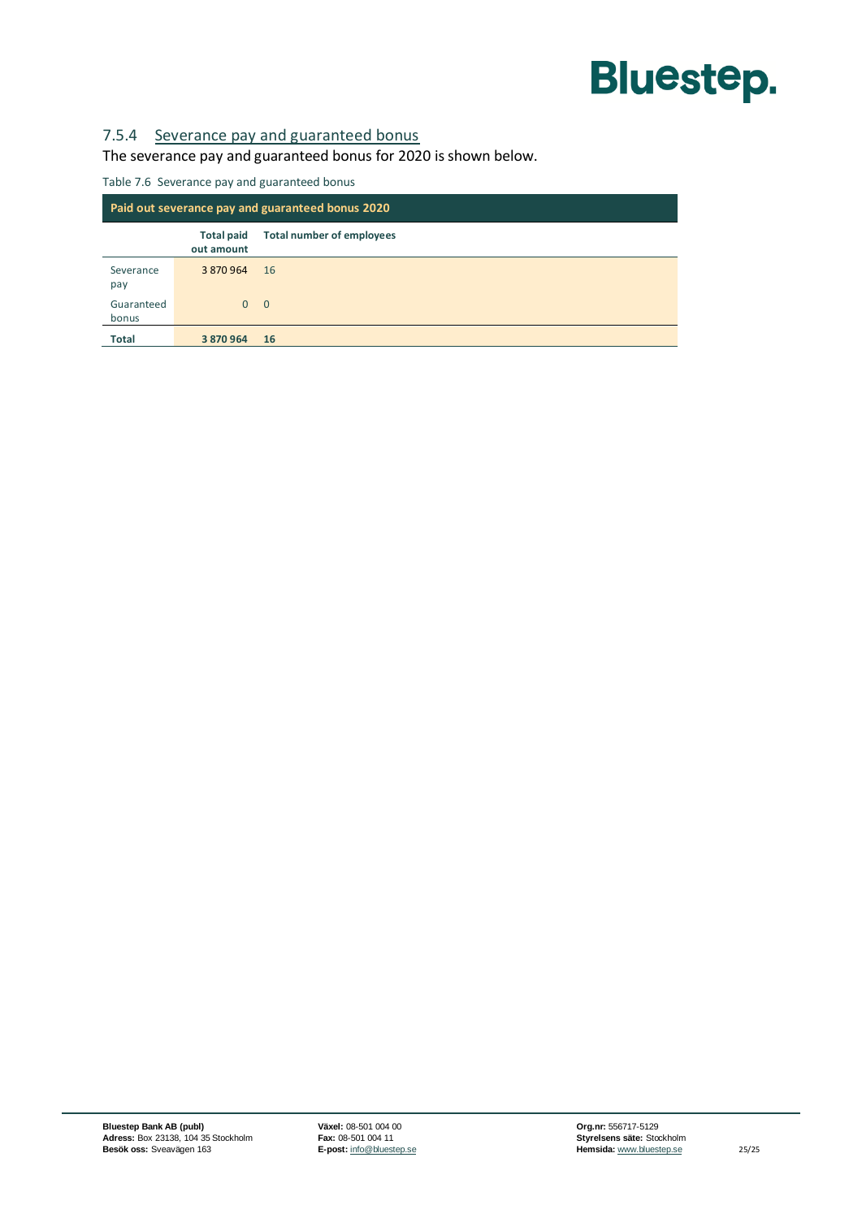### 7.5.4 Severance pay and guaranteed bonus

The severance pay and guaranteed bonus for 2020 is shown below.

Table 7.6 Severance pay and guaranteed bonus

| Paid out severance pay and guaranteed bonus 2020 | | |
|---|---|---|
| | **Total paid out amount** | **Total number of employees** |
| Severance pay | 3 870 964 | 16 |
| Guaranteed bonus | 0 | 0 |
| **Total** | **3 870 964** | **16** |